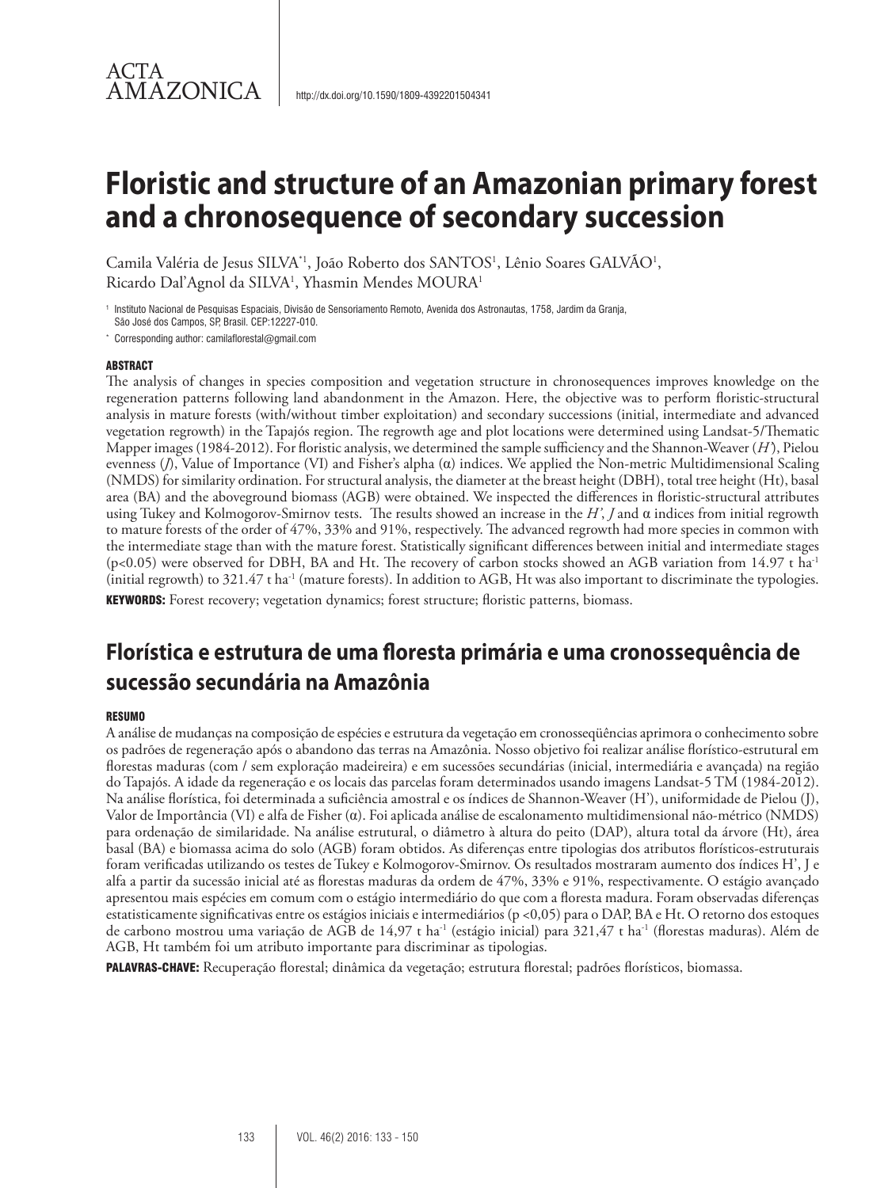ACTA AMAZONICA

http://dx.doi.org/10.1590/1809-4392201504341

# Floristic and structure of an Amazonian primary forest and a chronosequence of secondary succession

Camila Valéria de Jesus SILVA[*1], João Roberto dos SANTOS[1], Lênio Soares GALVÃO[1], Ricardo Dal'Agnol da SILVA[1], Yhasmin Mendes MOURA[1]

[1] Instituto Nacional de Pesquisas Espaciais, Divisão de Sensoriamento Remoto, Avenida dos Astronautas, 1758, Jardim da Granja, São José dos Campos, SP, Brasil. CEP:12227-010.

[*] Corresponding author: camilaflorestal@gmail.com

#### ABSTRACT

The analysis of changes in species composition and vegetation structure in chronosequences improves knowledge on the regeneration patterns following land abandonment in the Amazon. Here, the objective was to perform floristic-structural analysis in mature forests (with/without timber exploitation) and secondary successions (initial, intermediate and advanced vegetation regrowth) in the Tapajós region. The regrowth age and plot locations were determined using Landsat-5/Thematic Mapper images (1984-2012). For floristic analysis, we determined the sample sufficiency and the Shannon-Weaver (*H'*), Pielou evenness (*J*), Value of Importance (VI) and Fisher's alpha (α) indices. We applied the Non-metric Multidimensional Scaling (NMDS) for similarity ordination. For structural analysis, the diameter at the breast height (DBH), total tree height (Ht), basal area (BA) and the aboveground biomass (AGB) were obtained. We inspected the differences in floristic-structural attributes using Tukey and Kolmogorov-Smirnov tests. The results showed an increase in the *H'*, *J* and α indices from initial regrowth to mature forests of the order of 47%, 33% and 91%, respectively. The advanced regrowth had more species in common with the intermediate stage than with the mature forest. Statistically significant differences between initial and intermediate stages ($p<0.05$) were observed for DBH, BA and Ht. The recovery of carbon stocks showed an AGB variation from 14.97 t $ha^{-1}$ (initial regrowth) to 321.47 t $ha^{-1}$ (mature forests). In addition to AGB, Ht was also important to discriminate the typologies.

**KEYWORDS:** Forest recovery; vegetation dynamics; forest structure; floristic patterns, biomass.

## Florística e estrutura de uma floresta primária e uma cronossequência de sucessão secundária na Amazônia

#### RESUMO

A análise de mudanças na composição de espécies e estrutura da vegetação em cronosseqüências aprimora o conhecimento sobre os padrões de regeneração após o abandono das terras na Amazônia. Nosso objetivo foi realizar análise florístico-estrutural em florestas maduras (com / sem exploração madeireira) e em sucessões secundárias (inicial, intermediária e avançada) na região do Tapajós. A idade da regeneração e os locais das parcelas foram determinados usando imagens Landsat-5 TM (1984-2012). Na análise florística, foi determinada a suficiência amostral e os índices de Shannon-Weaver (H'), uniformidade de Pielou (J), Valor de Importância (VI) e alfa de Fisher (α). Foi aplicada análise de escalonamento multidimensional não-métrico (NMDS) para ordenação de similaridade. Na análise estrutural, o diâmetro à altura do peito (DAP), altura total da árvore (Ht), área basal (BA) e biomassa acima do solo (AGB) foram obtidos. As diferenças entre tipologias dos atributos florísticos-estruturais foram verificadas utilizando os testes de Tukey e Kolmogorov-Smirnov. Os resultados mostraram aumento dos índices H', J e alfa a partir da sucessão inicial até as florestas maduras da ordem de 47%, 33% e 91%, respectivamente. O estágio avançado apresentou mais espécies em comum com o estágio intermediário do que com a floresta madura. Foram observadas diferenças estatisticamente significativas entre os estágios iniciais e intermediários ($p <0,05$) para o DAP, BA e Ht. O retorno dos estoques de carbono mostrou uma variação de AGB de 14,97 t $ha^{-1}$ (estágio inicial) para 321,47 t $ha^{-1}$ (florestas maduras). Além de AGB, Ht também foi um atributo importante para discriminar as tipologias.

**PALAVRAS-CHAVE:** Recuperação florestal; dinâmica da vegetação; estrutura florestal; padrões florísticos, biomassa.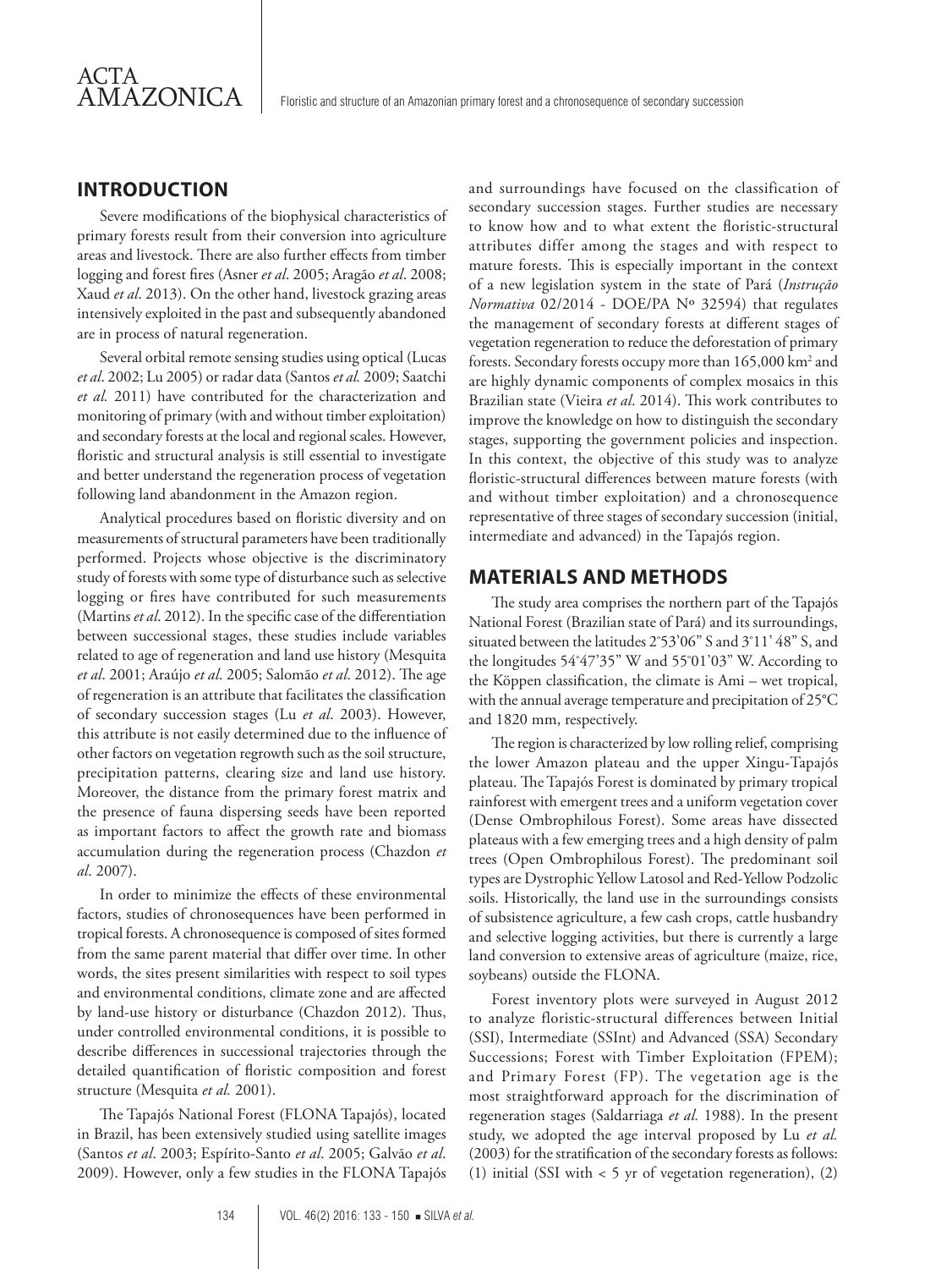## INTRODUCTION

Severe modifications of the biophysical characteristics of primary forests result from their conversion into agriculture areas and livestock. There are also further effects from timber logging and forest fires (Asner *et al*. 2005; Aragão *et al*. 2008; Xaud *et al*. 2013). On the other hand, livestock grazing areas intensively exploited in the past and subsequently abandoned are in process of natural regeneration.

Several orbital remote sensing studies using optical (Lucas *et al*. 2002; Lu 2005) or radar data (Santos *et al.* 2009; Saatchi *et al.* 2011) have contributed for the characterization and monitoring of primary (with and without timber exploitation) and secondary forests at the local and regional scales. However, floristic and structural analysis is still essential to investigate and better understand the regeneration process of vegetation following land abandonment in the Amazon region.

Analytical procedures based on floristic diversity and on measurements of structural parameters have been traditionally performed. Projects whose objective is the discriminatory study of forests with some type of disturbance such as selective logging or fires have contributed for such measurements (Martins *et al*. 2012). In the specific case of the differentiation between successional stages, these studies include variables related to age of regeneration and land use history (Mesquita *et al*. 2001; Araújo *et al*. 2005; Salomão *et al*. 2012). The age of regeneration is an attribute that facilitates the classification of secondary succession stages (Lu *et al*. 2003). However, this attribute is not easily determined due to the influence of other factors on vegetation regrowth such as the soil structure, precipitation patterns, clearing size and land use history. Moreover, the distance from the primary forest matrix and the presence of fauna dispersing seeds have been reported as important factors to affect the growth rate and biomass accumulation during the regeneration process (Chazdon *et al*. 2007).

In order to minimize the effects of these environmental factors, studies of chronosequences have been performed in tropical forests. A chronosequence is composed of sites formed from the same parent material that differ over time. In other words, the sites present similarities with respect to soil types and environmental conditions, climate zone and are affected by land-use history or disturbance (Chazdon 2012). Thus, under controlled environmental conditions, it is possible to describe differences in successional trajectories through the detailed quantification of floristic composition and forest structure (Mesquita *et al.* 2001).

The Tapajós National Forest (FLONA Tapajós), located in Brazil, has been extensively studied using satellite images (Santos *et al*. 2003; Espírito-Santo *et al*. 2005; Galvão *et al*. 2009). However, only a few studies in the FLONA Tapajós and surroundings have focused on the classification of secondary succession stages. Further studies are necessary to know how and to what extent the floristic-structural attributes differ among the stages and with respect to mature forests. This is especially important in the context of a new legislation system in the state of Pará (*Instrução Normativa* 02/2014 - DOE/PA Nº 32594) that regulates the management of secondary forests at different stages of vegetation regeneration to reduce the deforestation of primary forests. Secondary forests occupy more than 165,000 km² and are highly dynamic components of complex mosaics in this Brazilian state (Vieira *et al*. 2014). This work contributes to improve the knowledge on how to distinguish the secondary stages, supporting the government policies and inspection. In this context, the objective of this study was to analyze floristic-structural differences between mature forests (with and without timber exploitation) and a chronosequence representative of three stages of secondary succession (initial, intermediate and advanced) in the Tapajós region.

## MATERIALS AND METHODS

The study area comprises the northern part of the Tapajós National Forest (Brazilian state of Pará) and its surroundings, situated between the latitudes 2°53'06" S and 3°11' 48" S, and the longitudes 54°47'35" W and 55°01'03" W. According to the Köppen classification, the climate is Ami – wet tropical, with the annual average temperature and precipitation of 25°C and 1820 mm, respectively.

The region is characterized by low rolling relief, comprising the lower Amazon plateau and the upper Xingu-Tapajós plateau. The Tapajós Forest is dominated by primary tropical rainforest with emergent trees and a uniform vegetation cover (Dense Ombrophilous Forest). Some areas have dissected plateaus with a few emerging trees and a high density of palm trees (Open Ombrophilous Forest). The predominant soil types are Dystrophic Yellow Latosol and Red-Yellow Podzolic soils. Historically, the land use in the surroundings consists of subsistence agriculture, a few cash crops, cattle husbandry and selective logging activities, but there is currently a large land conversion to extensive areas of agriculture (maize, rice, soybeans) outside the FLONA.

Forest inventory plots were surveyed in August 2012 to analyze floristic-structural differences between Initial (SSI), Intermediate (SSInt) and Advanced (SSA) Secondary Successions; Forest with Timber Exploitation (FPEM); and Primary Forest (FP). The vegetation age is the most straightforward approach for the discrimination of regeneration stages (Saldarriaga *et al.* 1988). In the present study, we adopted the age interval proposed by Lu *et al.* (2003) for the stratification of the secondary forests as follows: (1) initial (SSI with < 5 yr of vegetation regeneration), (2)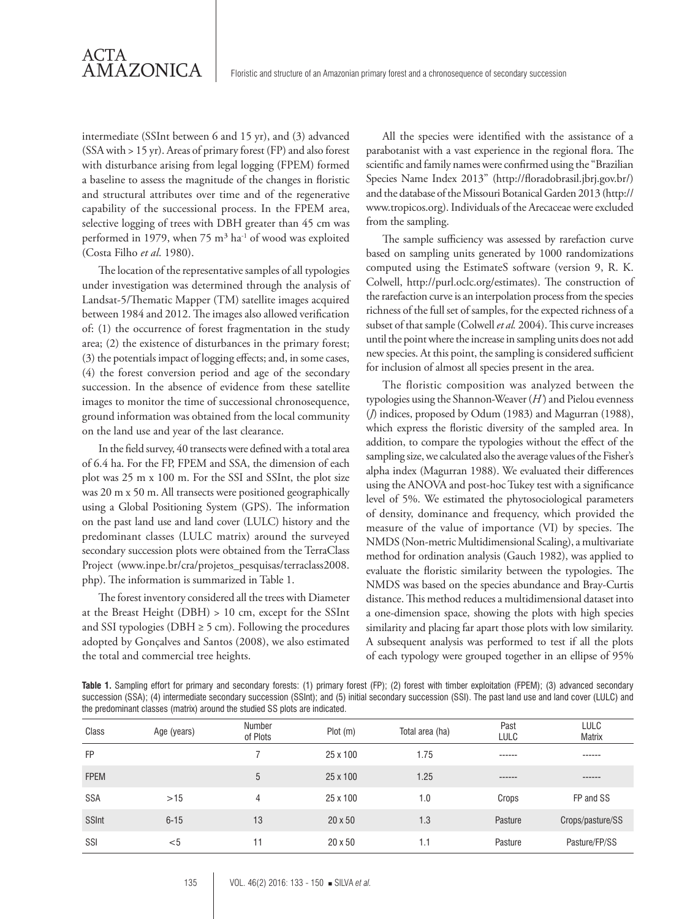intermediate (SSInt between 6 and 15 yr), and (3) advanced (SSA with > 15 yr). Areas of primary forest (FP) and also forest with disturbance arising from legal logging (FPEM) formed a baseline to assess the magnitude of the changes in floristic and structural attributes over time and of the regenerative capability of the successional process. In the FPEM area, selective logging of trees with DBH greater than 45 cm was performed in 1979, when 75 $m^3$ $ha^{-1}$ of wood was exploited (Costa Filho *et al*. 1980).

The location of the representative samples of all typologies under investigation was determined through the analysis of Landsat-5/Thematic Mapper (TM) satellite images acquired between 1984 and 2012. The images also allowed verification of: (1) the occurrence of forest fragmentation in the study area; (2) the existence of disturbances in the primary forest; (3) the potentials impact of logging effects; and, in some cases, (4) the forest conversion period and age of the secondary succession. In the absence of evidence from these satellite images to monitor the time of successional chronosequence, ground information was obtained from the local community on the land use and year of the last clearance.

In the field survey, 40 transects were defined with a total area of 6.4 ha. For the FP, FPEM and SSA, the dimension of each plot was 25 m x 100 m. For the SSI and SSInt, the plot size was 20 m x 50 m. All transects were positioned geographically using a Global Positioning System (GPS). The information on the past land use and land cover (LULC) history and the predominant classes (LULC matrix) around the surveyed secondary succession plots were obtained from the TerraClass Project (www.inpe.br/cra/projetos_pesquisas/terraclass2008.php). The information is summarized in Table 1.

The forest inventory considered all the trees with Diameter at the Breast Height (DBH) > 10 cm, except for the SSInt and SSI typologies (DBH ≥ 5 cm). Following the procedures adopted by Gonçalves and Santos (2008), we also estimated the total and commercial tree heights.

All the species were identified with the assistance of a parabotanist with a vast experience in the regional flora. The scientific and family names were confirmed using the "Brazilian Species Name Index 2013" (http://floradobrasil.jbrj.gov.br/) and the database of the Missouri Botanical Garden 2013 (http://www.tropicos.org). Individuals of the Arecaceae were excluded from the sampling.

The sample sufficiency was assessed by rarefaction curve based on sampling units generated by 1000 randomizations computed using the EstimateS software (version 9, R. K. Colwell, http://purl.oclc.org/estimates). The construction of the rarefaction curve is an interpolation process from the species richness of the full set of samples, for the expected richness of a subset of that sample (Colwell *et al.* 2004). This curve increases until the point where the increase in sampling units does not add new species. At this point, the sampling is considered sufficient for inclusion of almost all species present in the area.

The floristic composition was analyzed between the typologies using the Shannon-Weaver (*H'*) and Pielou evenness (*J*) indices, proposed by Odum (1983) and Magurran (1988), which express the floristic diversity of the sampled area. In addition, to compare the typologies without the effect of the sampling size, we calculated also the average values of the Fisher's alpha index (Magurran 1988). We evaluated their differences using the ANOVA and post-hoc Tukey test with a significance level of 5%. We estimated the phytosociological parameters of density, dominance and frequency, which provided the measure of the value of importance (VI) by species. The NMDS (Non-metric Multidimensional Scaling), a multivariate method for ordination analysis (Gauch 1982), was applied to evaluate the floristic similarity between the typologies. The NMDS was based on the species abundance and Bray-Curtis distance. This method reduces a multidimensional dataset into a one-dimension space, showing the plots with high species similarity and placing far apart those plots with low similarity. A subsequent analysis was performed to test if all the plots of each typology were grouped together in an ellipse of 95%

**Table 1.** Sampling effort for primary and secondary forests: (1) primary forest (FP); (2) forest with timber exploitation (FPEM); (3) advanced secondary succession (SSA); (4) intermediate secondary succession (SSInt); and (5) initial secondary succession (SSI). The past land use and land cover (LULC) and the predominant classes (matrix) around the studied SS plots are indicated.

| Class | Age (years) | Number of Plots | Plot (m) | Total area (ha) | Past LULC | LULC Matrix |
|---|---|---|---|---|---|---|
| FP | | 7 | 25 x 100 | 1.75 | ------ | ------ |
| FPEM | | 5 | 25 x 100 | 1.25 | ------ | ------ |
| SSA | >15 | 4 | 25 x 100 | 1.0 | Crops | FP and SS |
| SSInt | 6-15 | 13 | 20 x 50 | 1.3 | Pasture | Crops/pasture/SS |
| SSI | <5 | 11 | 20 x 50 | 1.1 | Pasture | Pasture/FP/SS |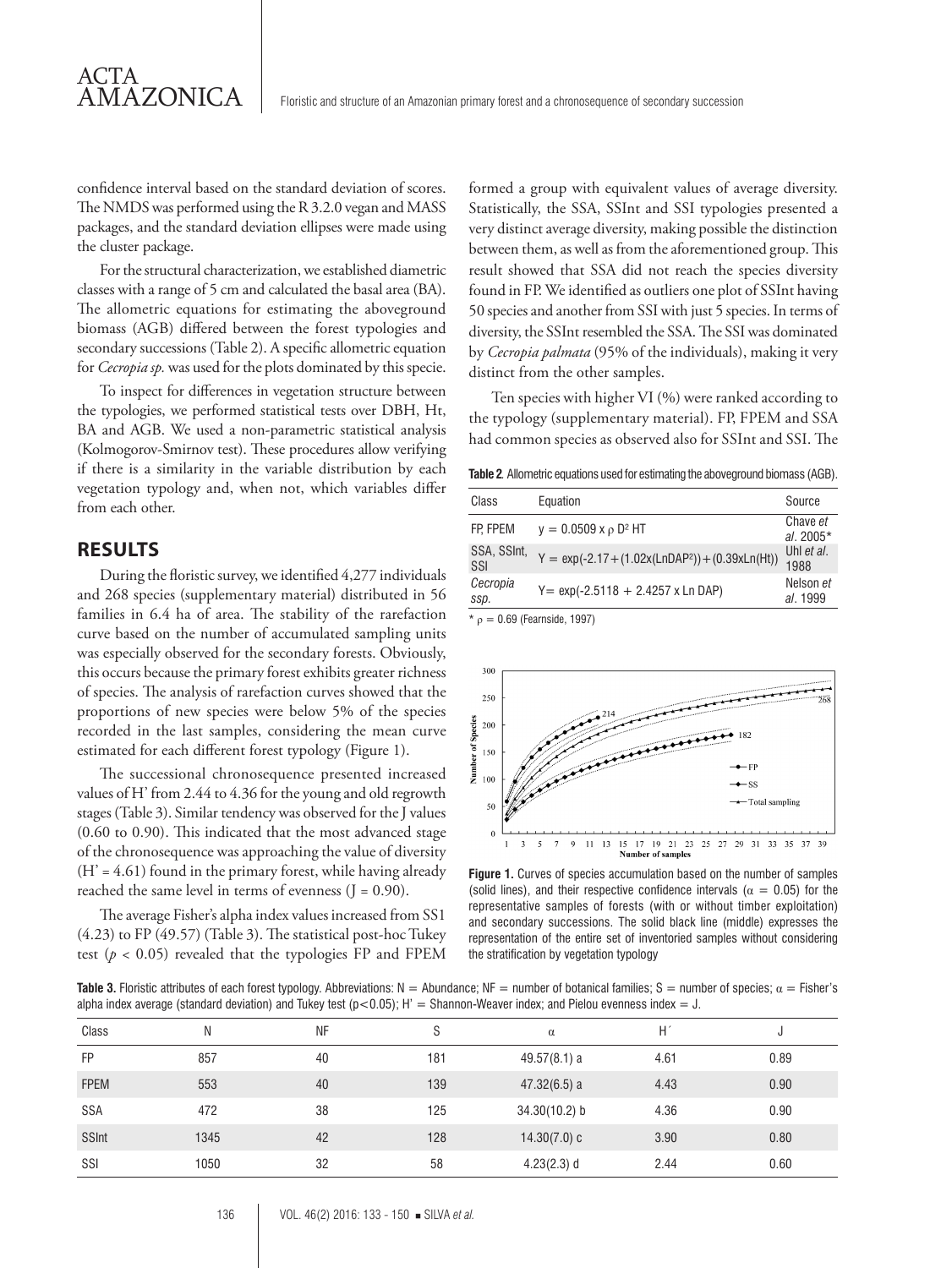confidence interval based on the standard deviation of scores. The NMDS was performed using the R 3.2.0 vegan and MASS packages, and the standard deviation ellipses were made using the cluster package.

For the structural characterization, we established diametric classes with a range of 5 cm and calculated the basal area (BA). The allometric equations for estimating the aboveground biomass (AGB) differed between the forest typologies and secondary successions (Table 2). A specific allometric equation for *Cecropia sp.* was used for the plots dominated by this specie.

To inspect for differences in vegetation structure between the typologies, we performed statistical tests over DBH, Ht, BA and AGB. We used a non-parametric statistical analysis (Kolmogorov-Smirnov test). These procedures allow verifying if there is a similarity in the variable distribution by each vegetation typology and, when not, which variables differ from each other.

## RESULTS

During the floristic survey, we identified 4,277 individuals and 268 species (supplementary material) distributed in 56 families in 6.4 ha of area. The stability of the rarefaction curve based on the number of accumulated sampling units was especially observed for the secondary forests. Obviously, this occurs because the primary forest exhibits greater richness of species. The analysis of rarefaction curves showed that the proportions of new species were below 5% of the species recorded in the last samples, considering the mean curve estimated for each different forest typology (Figure 1).

The successional chronosequence presented increased values of H' from 2.44 to 4.36 for the young and old regrowth stages (Table 3). Similar tendency was observed for the J values (0.60 to 0.90). This indicated that the most advanced stage of the chronosequence was approaching the value of diversity (H' = 4.61) found in the primary forest, while having already reached the same level in terms of evenness (J = 0.90).

The average Fisher's alpha index values increased from SS1 (4.23) to FP (49.57) (Table 3). The statistical post-hoc Tukey test ($p < 0.05$) revealed that the typologies FP and FPEM formed a group with equivalent values of average diversity. Statistically, the SSA, SSInt and SSI typologies presented a very distinct average diversity, making possible the distinction between them, as well as from the aforementioned group. This result showed that SSA did not reach the species diversity found in FP. We identified as outliers one plot of SSInt having 50 species and another from SSI with just 5 species. In terms of diversity, the SSInt resembled the SSA. The SSI was dominated by *Cecropia palmata* (95% of the individuals), making it very distinct from the other samples.

Ten species with higher VI (%) were ranked according to the typology (supplementary material). FP, FPEM and SSA had common species as observed also for SSInt and SSI. The

**Table 2**. Allometric equations used for estimating the aboveground biomass (AGB).

| Class | Equation | Source |
|---|---|---|
| FP, FPEM | $y = 0.0509 \times \rho\ D^2\ HT$ | Chave *et al*. 2005* |
| SSA, SSInt, SSI | $Y = \exp(-2.17 + (1.02x(\mathrm{LnDAP}^2)) + (0.39x\mathrm{Ln(Ht)})$ | Uhl *et al*. 1988 |
| *Cecropia ssp.* | $Y = \exp(-2.5118 + 2.4257 \times \mathrm{Ln\ DAP})$ | Nelson *et al*. 1999 |

* $\rho = 0.69$ (Fearnside, 1997)

**Figure 1.** Curves of species accumulation based on the number of samples (solid lines), and their respective confidence intervals ($\alpha = 0.05$) for the representative samples of forests (with or without timber exploitation) and secondary successions. The solid black line (middle) expresses the representation of the entire set of inventoried samples without considering the stratification by vegetation typology

**Table 3.** Floristic attributes of each forest typology. Abbreviations: N = Abundance; NF = number of botanical families; S = number of species; $\alpha$ = Fisher's alpha index average (standard deviation) and Tukey test ($p<0.05$); H' = Shannon-Weaver index; and Pielou evenness index = J.

| Class | N | NF | S | $\alpha$ | H´ | J |
|---|---|---|---|---|---|---|
| FP | 857 | 40 | 181 | 49.57(8.1) a | 4.61 | 0.89 |
| FPEM | 553 | 40 | 139 | 47.32(6.5) a | 4.43 | 0.90 |
| SSA | 472 | 38 | 125 | 34.30(10.2) b | 4.36 | 0.90 |
| SSInt | 1345 | 42 | 128 | 14.30(7.0) c | 3.90 | 0.80 |
| SSI | 1050 | 32 | 58 | 4.23(2.3) d | 2.44 | 0.60 |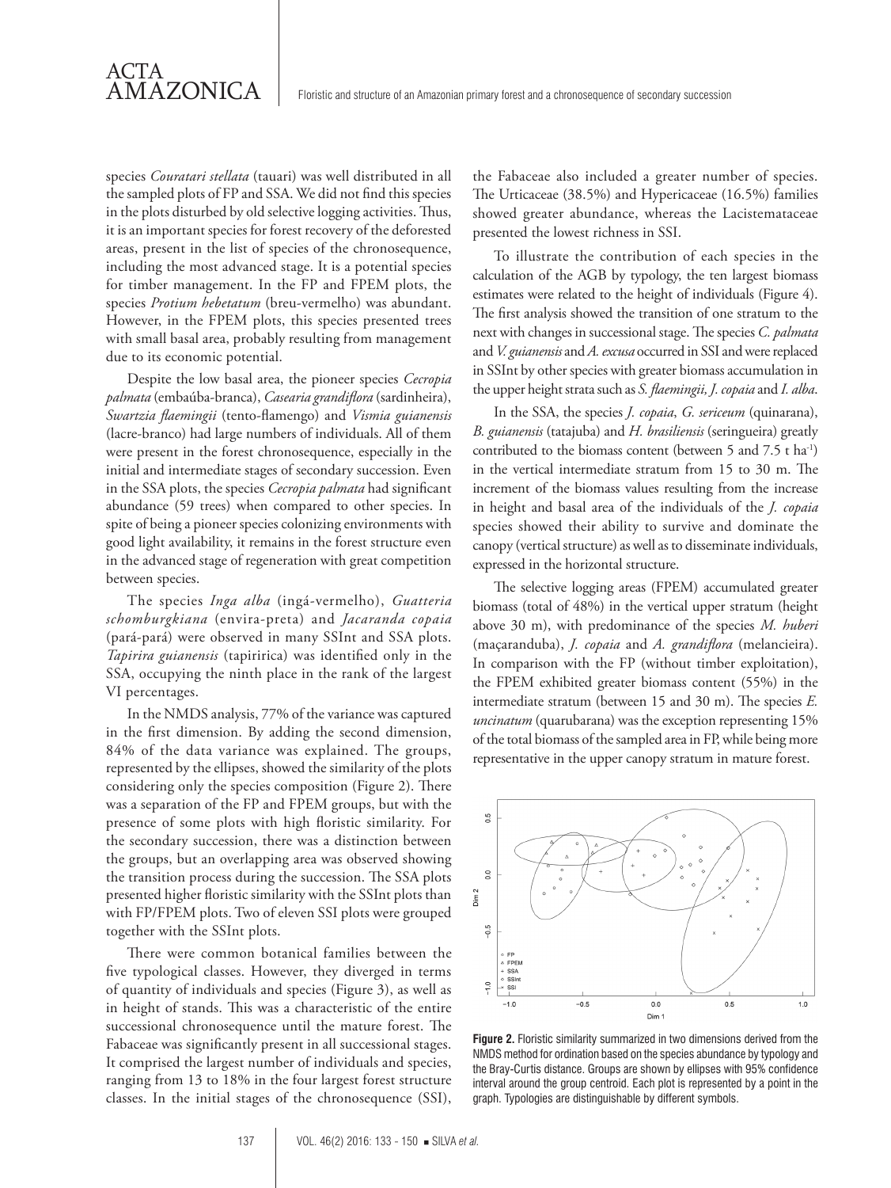species *Couratari stellata* (tauari) was well distributed in all the sampled plots of FP and SSA. We did not find this species in the plots disturbed by old selective logging activities. Thus, it is an important species for forest recovery of the deforested areas, present in the list of species of the chronosequence, including the most advanced stage. It is a potential species for timber management. In the FP and FPEM plots, the species *Protium hebetatum* (breu-vermelho) was abundant. However, in the FPEM plots, this species presented trees with small basal area, probably resulting from management due to its economic potential.

Despite the low basal area, the pioneer species *Cecropia palmata* (embaúba-branca), *Casearia grandiflora* (sardinheira), *Swartzia flaemingii* (tento-flamengo) and *Vismia guianensis* (lacre-branco) had large numbers of individuals. All of them were present in the forest chronosequence, especially in the initial and intermediate stages of secondary succession. Even in the SSA plots, the species *Cecropia palmata* had significant abundance (59 trees) when compared to other species. In spite of being a pioneer species colonizing environments with good light availability, it remains in the forest structure even in the advanced stage of regeneration with great competition between species.

The species *Inga alba* (ingá-vermelho), *Guatteria schomburgkiana* (envira-preta) and *Jacaranda copaia* (pará-pará) were observed in many SSInt and SSA plots. *Tapirira guianensis* (tapiririca) was identified only in the SSA, occupying the ninth place in the rank of the largest VI percentages.

In the NMDS analysis, 77% of the variance was captured in the first dimension. By adding the second dimension, 84% of the data variance was explained. The groups, represented by the ellipses, showed the similarity of the plots considering only the species composition (Figure 2). There was a separation of the FP and FPEM groups, but with the presence of some plots with high floristic similarity. For the secondary succession, there was a distinction between the groups, but an overlapping area was observed showing the transition process during the succession. The SSA plots presented higher floristic similarity with the SSInt plots than with FP/FPEM plots. Two of eleven SSI plots were grouped together with the SSInt plots.

There were common botanical families between the five typological classes. However, they diverged in terms of quantity of individuals and species (Figure 3), as well as in height of stands. This was a characteristic of the entire successional chronosequence until the mature forest. The Fabaceae was significantly present in all successional stages. It comprised the largest number of individuals and species, ranging from 13 to 18% in the four largest forest structure classes. In the initial stages of the chronosequence (SSI), the Fabaceae also included a greater number of species. The Urticaceae (38.5%) and Hypericaceae (16.5%) families showed greater abundance, whereas the Lacistemataceae presented the lowest richness in SSI.

To illustrate the contribution of each species in the calculation of the AGB by typology, the ten largest biomass estimates were related to the height of individuals (Figure 4). The first analysis showed the transition of one stratum to the next with changes in successional stage. The species *C. palmata* and *V. guianensis* and *A. excusa* occurred in SSI and were replaced in SSInt by other species with greater biomass accumulation in the upper height strata such as *S. flaemingii, J. copaia* and *I. alba*.

In the SSA, the species *J. copaia*, *G. sericeum* (quinarana), *B. guianensis* (tatajuba) and *H. brasiliensis* (seringueira) greatly contributed to the biomass content (between 5 and 7.5 t $ha^{-1}$) in the vertical intermediate stratum from 15 to 30 m. The increment of the biomass values resulting from the increase in height and basal area of the individuals of the *J. copaia* species showed their ability to survive and dominate the canopy (vertical structure) as well as to disseminate individuals, expressed in the horizontal structure.

The selective logging areas (FPEM) accumulated greater biomass (total of 48%) in the vertical upper stratum (height above 30 m), with predominance of the species *M. huberi* (maçaranduba), *J. copaia* and *A. grandiflora* (melancieira). In comparison with the FP (without timber exploitation), the FPEM exhibited greater biomass content (55%) in the intermediate stratum (between 15 and 30 m). The species *E. uncinatum* (quarubarana) was the exception representing 15% of the total biomass of the sampled area in FP, while being more representative in the upper canopy stratum in mature forest.

Dim 2
Dim 1
0.5
0.0
−0.5
−1.0
−1.0
−0.5
0.0
0.5
1.0
FP
FPEM
SSA
SSInt
SSI

**Figure 2.** Floristic similarity summarized in two dimensions derived from the NMDS method for ordination based on the species abundance by typology and the Bray-Curtis distance. Groups are shown by ellipses with 95% confidence interval around the group centroid. Each plot is represented by a point in the graph. Typologies are distinguishable by different symbols.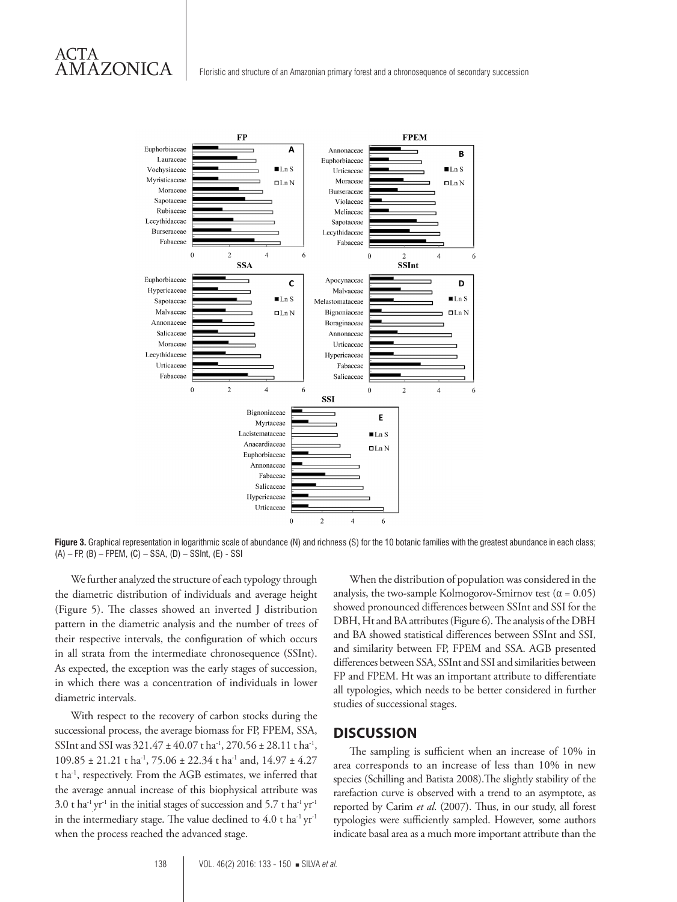**Figure 3.** Graphical representation in logarithmic scale of abundance (N) and richness (S) for the 10 botanic families with the greatest abundance in each class; (A) – FP, (B) – FPEM, (C) – SSA, (D) – SSInt, (E) - SSI

We further analyzed the structure of each typology through the diametric distribution of individuals and average height (Figure 5). The classes showed an inverted J distribution pattern in the diametric analysis and the number of trees of their respective intervals, the configuration of which occurs in all strata from the intermediate chronosequence (SSInt). As expected, the exception was the early stages of succession, in which there was a concentration of individuals in lower diametric intervals.

With respect to the recovery of carbon stocks during the successional process, the average biomass for FP, FPEM, SSA, SSInt and SSI was 321.47 ± 40.07 t ha$^{-1}$, 270.56 ± 28.11 t ha$^{-1}$, 109.85 ± 21.21 t ha$^{-1}$, 75.06 ± 22.34 t ha$^{-1}$ and, 14.97 ± 4.27 t ha$^{-1}$, respectively. From the AGB estimates, we inferred that the average annual increase of this biophysical attribute was 3.0 t ha$^{-1}$ yr$^{-1}$ in the initial stages of succession and 5.7 t ha$^{-1}$ yr$^{-1}$ in the intermediary stage. The value declined to 4.0 t ha$^{-1}$ yr$^{-1}$ when the process reached the advanced stage.

When the distribution of population was considered in the analysis, the two-sample Kolmogorov-Smirnov test ($\alpha = 0.05$) showed pronounced differences between SSInt and SSI for the DBH, Ht and BA attributes (Figure 6). The analysis of the DBH and BA showed statistical differences between SSInt and SSI, and similarity between FP, FPEM and SSA. AGB presented differences between SSA, SSInt and SSI and similarities between FP and FPEM. Ht was an important attribute to differentiate all typologies, which needs to be better considered in further studies of successional stages.

## DISCUSSION

The sampling is sufficient when an increase of 10% in area corresponds to an increase of less than 10% in new species (Schilling and Batista 2008).The slightly stability of the rarefaction curve is observed with a trend to an asymptote, as reported by Carim *et al.* (2007). Thus, in our study, all forest typologies were sufficiently sampled. However, some authors indicate basal area as a much more important attribute than the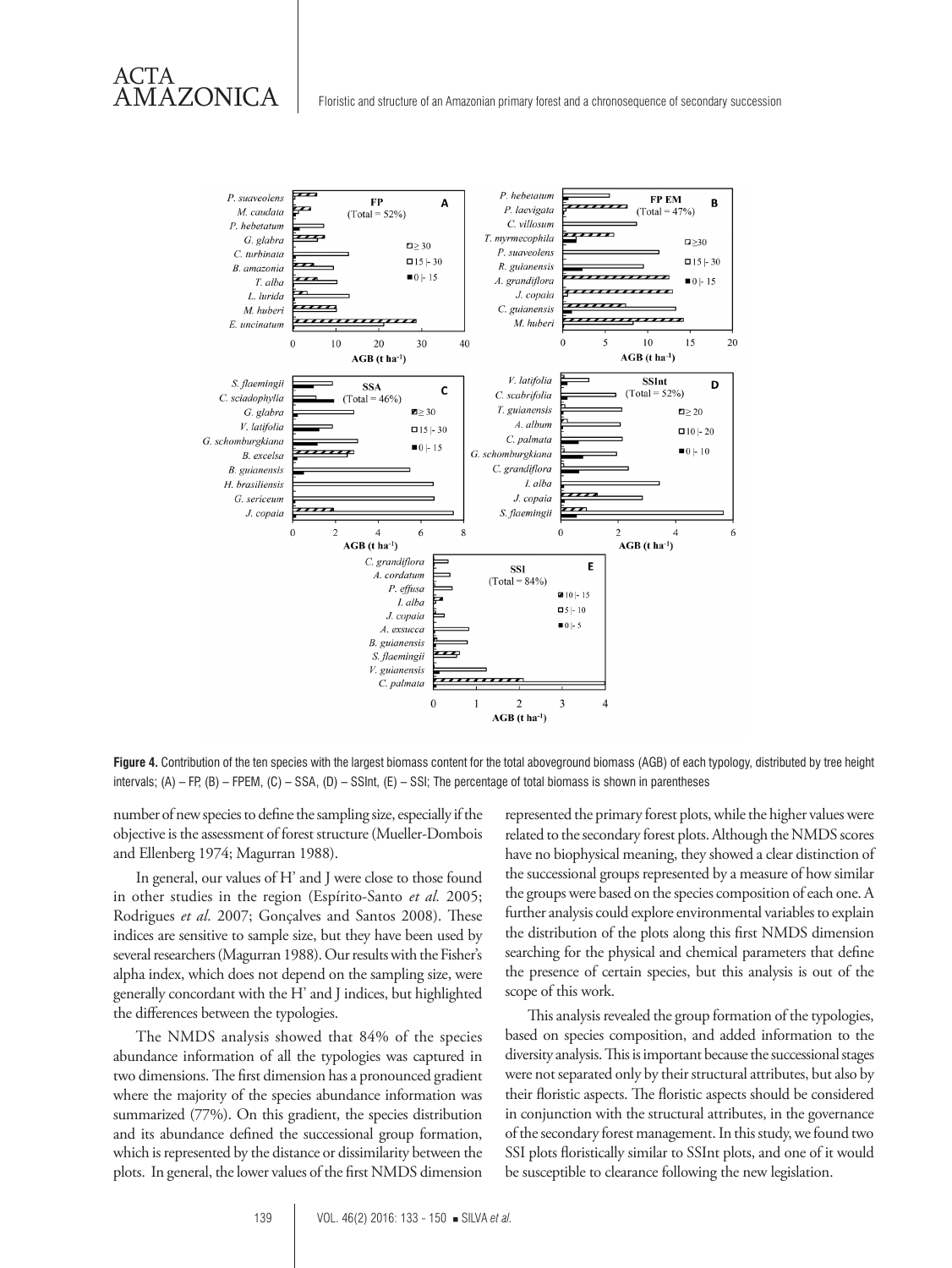**Figure 4.** Contribution of the ten species with the largest biomass content for the total aboveground biomass (AGB) of each typology, distributed by tree height intervals; (A) – FP, (B) – FPEM, (C) – SSA, (D) – SSInt, (E) – SSI; The percentage of total biomass is shown in parentheses

number of new species to define the sampling size, especially if the objective is the assessment of forest structure (Mueller-Dombois and Ellenberg 1974; Magurran 1988).

In general, our values of H' and J were close to those found in other studies in the region (Espírito-Santo *et al.* 2005; Rodrigues *et al.* 2007; Gonçalves and Santos 2008). These indices are sensitive to sample size, but they have been used by several researchers (Magurran 1988). Our results with the Fisher's alpha index, which does not depend on the sampling size, were generally concordant with the H' and J indices, but highlighted the differences between the typologies.

The NMDS analysis showed that 84% of the species abundance information of all the typologies was captured in two dimensions. The first dimension has a pronounced gradient where the majority of the species abundance information was summarized (77%). On this gradient, the species distribution and its abundance defined the successional group formation, which is represented by the distance or dissimilarity between the plots. In general, the lower values of the first NMDS dimension represented the primary forest plots, while the higher values were related to the secondary forest plots. Although the NMDS scores have no biophysical meaning, they showed a clear distinction of the successional groups represented by a measure of how similar the groups were based on the species composition of each one. A further analysis could explore environmental variables to explain the distribution of the plots along this first NMDS dimension searching for the physical and chemical parameters that define the presence of certain species, but this analysis is out of the scope of this work.

This analysis revealed the group formation of the typologies, based on species composition, and added information to the diversity analysis. This is important because the successional stages were not separated only by their structural attributes, but also by their floristic aspects. The floristic aspects should be considered in conjunction with the structural attributes, in the governance of the secondary forest management. In this study, we found two SSI plots floristically similar to SSInt plots, and one of it would be susceptible to clearance following the new legislation.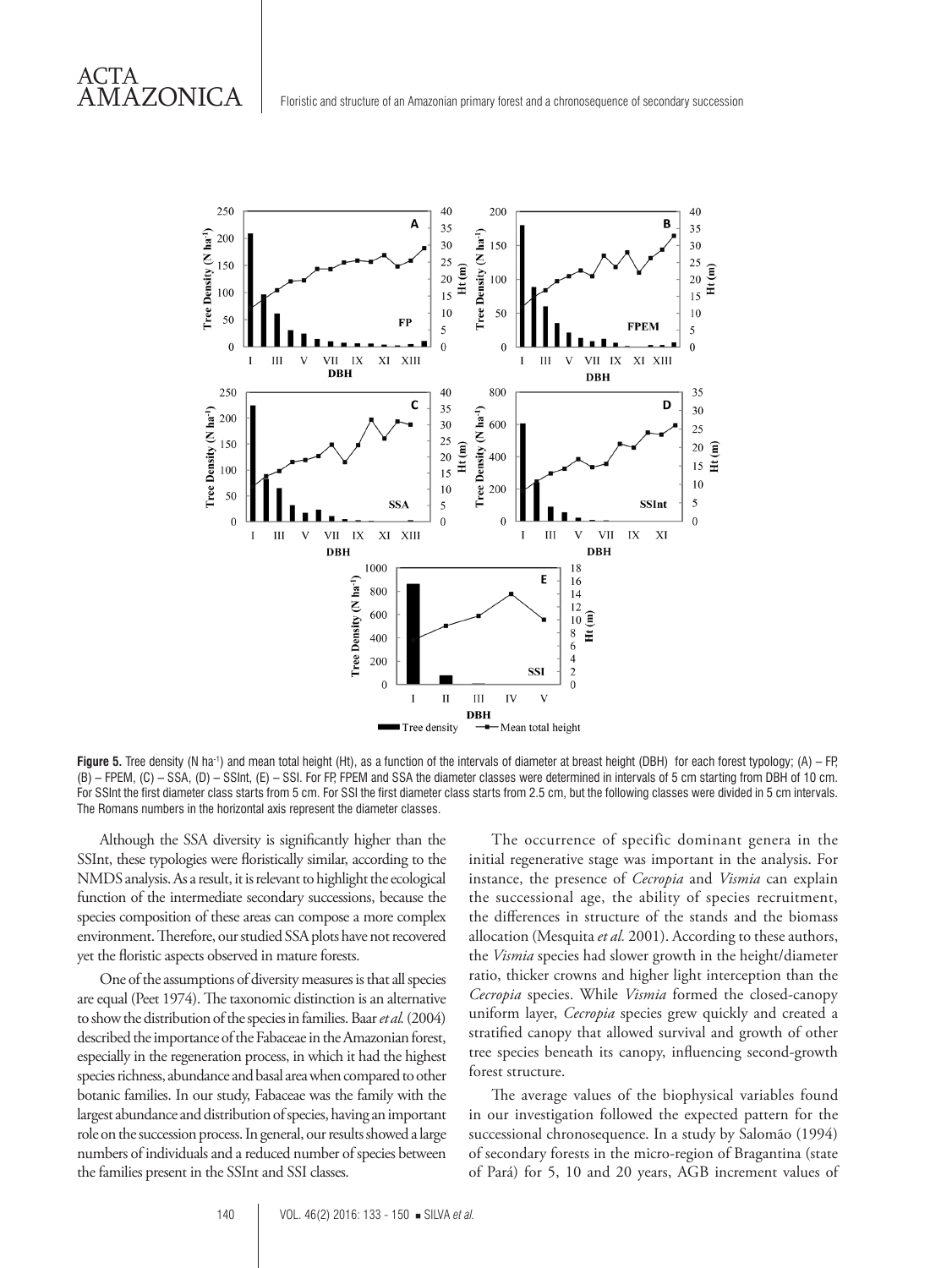**Figure 5.** Tree density (N ha$^{-1}$) and mean total height (Ht), as a function of the intervals of diameter at breast height (DBH) for each forest typology; (A) – FP, (B) – FPEM, (C) – SSA, (D) – SSInt, (E) – SSI. For FP, FPEM and SSA the diameter classes were determined in intervals of 5 cm starting from DBH of 10 cm. For SSInt the first diameter class starts from 5 cm. For SSI the first diameter class starts from 2.5 cm, but the following classes were divided in 5 cm intervals. The Romans numbers in the horizontal axis represent the diameter classes.

Although the SSA diversity is significantly higher than the SSInt, these typologies were floristically similar, according to the NMDS analysis. As a result, it is relevant to highlight the ecological function of the intermediate secondary successions, because the species composition of these areas can compose a more complex environment. Therefore, our studied SSA plots have not recovered yet the floristic aspects observed in mature forests.

One of the assumptions of diversity measures is that all species are equal (Peet 1974). The taxonomic distinction is an alternative to show the distribution of the species in families. Baar *et al.* (2004) described the importance of the Fabaceae in the Amazonian forest, especially in the regeneration process, in which it had the highest species richness, abundance and basal area when compared to other botanic families. In our study, Fabaceae was the family with the largest abundance and distribution of species, having an important role on the succession process. In general, our results showed a large numbers of individuals and a reduced number of species between the families present in the SSInt and SSI classes.

The occurrence of specific dominant genera in the initial regenerative stage was important in the analysis. For instance, the presence of *Cecropia* and *Vismia* can explain the successional age, the ability of species recruitment, the differences in structure of the stands and the biomass allocation (Mesquita *et al.* 2001). According to these authors, the *Vismia* species had slower growth in the height/diameter ratio, thicker crowns and higher light interception than the *Cecropia* species. While *Vismia* formed the closed-canopy uniform layer, *Cecropia* species grew quickly and created a stratified canopy that allowed survival and growth of other tree species beneath its canopy, influencing second-growth forest structure.

The average values of the biophysical variables found in our investigation followed the expected pattern for the successional chronosequence. In a study by Salomão (1994) of secondary forests in the micro-region of Bragantina (state of Pará) for 5, 10 and 20 years, AGB increment values of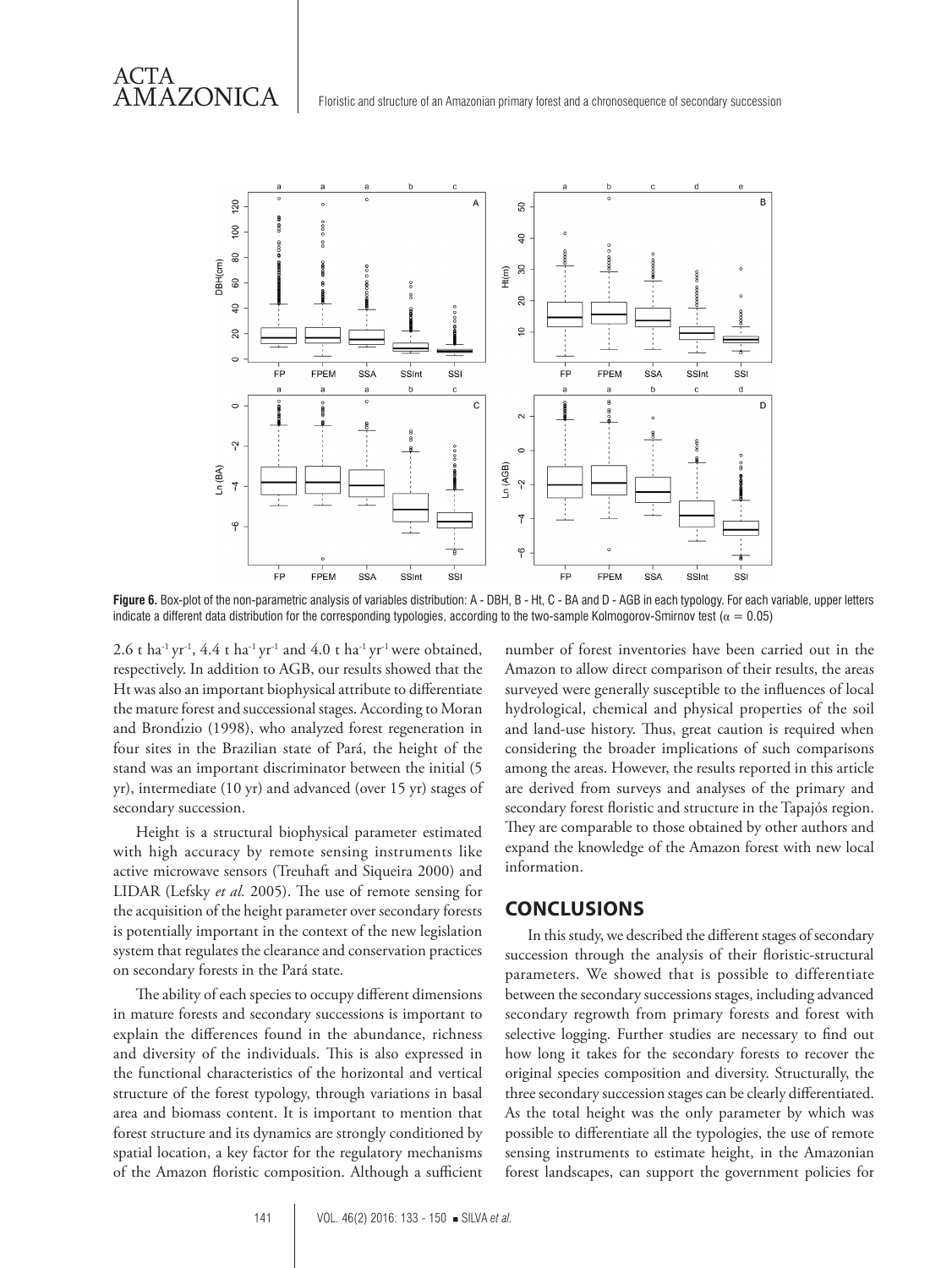**Figure 6.** Box-plot of the non-parametric analysis of variables distribution: A - DBH, B - Ht, C - BA and D - AGB in each typology. For each variable, upper letters indicate a different data distribution for the corresponding typologies, according to the two-sample Kolmogorov-Smirnov test ($\alpha = 0.05$)

2.6 t $ha^{-1}$ $yr^{-1}$, 4.4 t $ha^{-1}$ $yr^{-1}$ and 4.0 t $ha^{-1}$ $yr^{-1}$ were obtained, respectively. In addition to AGB, our results showed that the Ht was also an important biophysical attribute to differentiate the mature forest and successional stages. According to Moran and Brondízio (1998), who analyzed forest regeneration in four sites in the Brazilian state of Pará, the height of the stand was an important discriminator between the initial (5 yr), intermediate (10 yr) and advanced (over 15 yr) stages of secondary succession.

Height is a structural biophysical parameter estimated with high accuracy by remote sensing instruments like active microwave sensors (Treuhaft and Siqueira 2000) and LIDAR (Lefsky *et al.* 2005). The use of remote sensing for the acquisition of the height parameter over secondary forests is potentially important in the context of the new legislation system that regulates the clearance and conservation practices on secondary forests in the Pará state.

The ability of each species to occupy different dimensions in mature forests and secondary successions is important to explain the differences found in the abundance, richness and diversity of the individuals. This is also expressed in the functional characteristics of the horizontal and vertical structure of the forest typology, through variations in basal area and biomass content. It is important to mention that forest structure and its dynamics are strongly conditioned by spatial location, a key factor for the regulatory mechanisms of the Amazon floristic composition. Although a sufficient number of forest inventories have been carried out in the Amazon to allow direct comparison of their results, the areas surveyed were generally susceptible to the influences of local hydrological, chemical and physical properties of the soil and land-use history. Thus, great caution is required when considering the broader implications of such comparisons among the areas. However, the results reported in this article are derived from surveys and analyses of the primary and secondary forest floristic and structure in the Tapajós region. They are comparable to those obtained by other authors and expand the knowledge of the Amazon forest with new local information.

## CONCLUSIONS

In this study, we described the different stages of secondary succession through the analysis of their floristic-structural parameters. We showed that is possible to differentiate between the secondary successions stages, including advanced secondary regrowth from primary forests and forest with selective logging. Further studies are necessary to find out how long it takes for the secondary forests to recover the original species composition and diversity. Structurally, the three secondary succession stages can be clearly differentiated. As the total height was the only parameter by which was possible to differentiate all the typologies, the use of remote sensing instruments to estimate height, in the Amazonian forest landscapes, can support the government policies for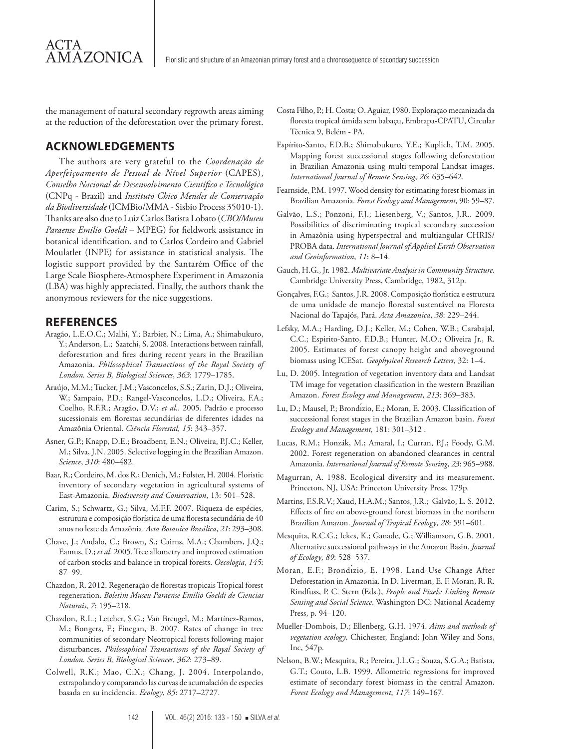the management of natural secondary regrowth areas aiming at the reduction of the deforestation over the primary forest.

## ACKNOWLEDGEMENTS

The authors are very grateful to the *Coordenação de Aperfeiçoamento de Pessoal de Nível Superior* (CAPES), *Conselho Nacional de Desenvolvimento Científico e Tecnológico* (CNPq - Brazil) and *Instituto Chico Mendes de Conservação da Biodiversidade* (ICMBio/MMA - Sisbio Process 35010-1). Thanks are also due to Luiz Carlos Batista Lobato (*CBO/Museu Paraense Emílio Goeldi* – MPEG) for fieldwork assistance in botanical identification, and to Carlos Cordeiro and Gabriel Moulatlet (INPE) for assistance in statistical analysis. The logistic support provided by the Santarém Office of the Large Scale Biosphere-Atmosphere Experiment in Amazonia (LBA) was highly appreciated. Finally, the authors thank the anonymous reviewers for the nice suggestions.

## REFERENCES

Aragão, L.E.O.C.; Malhi, Y.; Barbier, N.; Lima, A.; Shimabukuro, Y.; Anderson, L.; Saatchi, S. 2008. Interactions between rainfall, deforestation and fires during recent years in the Brazilian Amazonia. *Philosophical Transactions of the Royal Society of London. Series B, Biological Sciences*, *363*: 1779–1785.

Araújo, M.M.; Tucker, J.M.; Vasconcelos, S.S.; Zarin, D.J.; Oliveira, W.; Sampaio, P.D.; Rangel-Vasconcelos, L.D.; Oliveira, F.A.; Coelho, R.F.R.; Aragão, D.V.; *et al.*. 2005. Padrão e processo sucessionais em florestas secundárias de diferentes idades na Amazônia Oriental. *Ciência Florestal, 15*: 343–357.

Asner, G.P.; Knapp, D.E.; Broadbent, E.N.; Oliveira, P.J.C.; Keller, M.; Silva, J.N. 2005. Selective logging in the Brazilian Amazon. *Science*, *310*: 480–482.

Baar, R.; Cordeiro, M. dos R.; Denich, M.; Folster, H. 2004. Floristic inventory of secondary vegetation in agricultural systems of East-Amazonia. *Biodiversity and Conservation*, 13: 501–528.

Carim, S.; Schwartz, G.; Silva, M.F.F. 2007. Riqueza de espécies, estrutura e composição florística de uma floresta secundária de 40 anos no leste da Amazônia. *Acta Botanica Brasilica*, *21*: 293–308.

Chave, J.; Andalo, C.; Brown, S.; Cairns, M.A.; Chambers, J.Q.; Eamus, D.; *et al*. 2005. Tree allometry and improved estimation of carbon stocks and balance in tropical forests. *Oecologia*, *145*: 87–99.

Chazdon, R. 2012. Regeneração de florestas tropicais Tropical forest regeneration. *Boletim Museu Paraense Emílio Goeldi de Ciencias Naturais*, *7*: 195–218.

Chazdon, R.L.; Letcher, S.G.; Van Breugel, M.; Martínez-Ramos, M.; Bongers, F.; Finegan, B. 2007. Rates of change in tree communities of secondary Neotropical forests following major disturbances. *Philosophical Transactions of the Royal Society of London. Series B, Biological Sciences*, *362*: 273–89.

Colwell, R.K.; Mao, C.X.; Chang, J. 2004. Interpolando, extrapolando y comparando las curvas de acumalación de especies basada en su incidencia. *Ecology*, *85*: 2717–2727.

Costa Filho, P.; H. Costa; O. Aguiar, 1980. Exploraçao mecanizada da floresta tropical úmida sem babaçu, Embrapa-CPATU, Circular Técnica 9, Belém - PA.

Espírito-Santo, F.D.B.; Shimabukuro, Y.E.; Kuplich, T.M. 2005. Mapping forest successional stages following deforestation in Brazilian Amazonia using multi-temporal Landsat images. *International Journal of Remote Sensing*, *26*: 635–642.

Fearnside, P.M. 1997. Wood density for estimating forest biomass in Brazilian Amazonia. *Forest Ecology and Management,* 90: 59–87.

Galvão, L.S.; Ponzoni, F.J.; Liesenberg, V.; Santos, J.R.. 2009. Possibilities of discriminating tropical secondary succession in Amazônia using hyperspectral and multiangular CHRIS/PROBA data. *International Journal of Applied Earth Observation and Geoinformation*, *11*: 8–14.

Gauch, H.G., Jr. 1982. *Multivariate Analysis in Community Structure*. Cambridge University Press, Cambridge, 1982, 312p.

Gonçalves, F.G.; Santos, J.R. 2008. Composição florística e estrutura de uma unidade de manejo florestal sustentável na Floresta Nacional do Tapajós, Pará. *Acta Amazonica*, *38*: 229–244.

Lefsky, M.A.; Harding, D.J.; Keller, M.; Cohen, W.B.; Carabajal, C.C.; Espirito-Santo, F.D.B.; Hunter, M.O.; Oliveira Jr., R. 2005. Estimates of forest canopy height and aboveground biomass using ICESat. *Geophysical Research Letters*, 32: 1–4.

Lu, D. 2005. Integration of vegetation inventory data and Landsat TM image for vegetation classification in the western Brazilian Amazon. *Forest Ecology and Management*, *213*: 369–383.

Lu, D.; Mausel, P.; Brondízio, E.; Moran, E. 2003. Classification of successional forest stages in the Brazilian Amazon basin. *Forest Ecology and Management,* 181: 301–312 .

Lucas, R.M.; Honzák, M.; Amaral, I.; Curran, P.J.; Foody, G.M. 2002. Forest regeneration on abandoned clearances in central Amazonia. *International Journal of Remote Sensing*, *23*: 965–988.

Magurran, A. 1988. Ecological diversity and its measurement. Princeton, NJ, USA: Princeton University Press, 179p.

Martins, F.S.R.V.; Xaud, H.A.M.; Santos, J.R.; Galvão, L. S. 2012. Effects of fire on above-ground forest biomass in the northern Brazilian Amazon. *Journal of Tropical Ecology*, *28*: 591–601.

Mesquita, R.C.G.; Ickes, K.; Ganade, G.; Williamson, G.B. 2001. Alternative successional pathways in the Amazon Basin. *Journal of Ecology*, *89*: 528–537.

Moran, E.F.; Brondízio, E. 1998. Land-Use Change After Deforestation in Amazonia. In D. Liverman, E. F. Moran, R. R. Rindfuss, P. C. Stern (Eds.), *People and Pixels: Linking Remote Sensing and Social Science*. Washington DC: National Academy Press, p. 94–120.

Mueller-Dombois, D.; Ellenberg, G.H. 1974. *Aims and methods of vegetation ecology*. Chichester, England: John Wiley and Sons, Inc, 547p.

Nelson, B.W.; Mesquita, R.; Pereira, J.L.G.; Souza, S.G.A.; Batista, G.T.; Couto, L.B. 1999. Allometric regressions for improved estimate of secondary forest biomass in the central Amazon. *Forest Ecology and Management*, *117*: 149–167.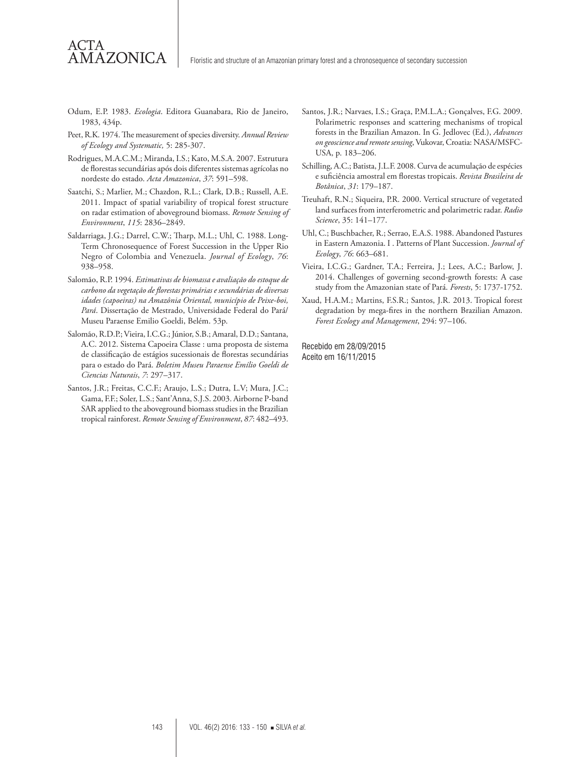Odum, E.P. 1983. *Ecologia*. Editora Guanabara, Rio de Janeiro, 1983, 434p.

Peet, R.K. 1974. The measurement of species diversity. *Annual Review of Ecology and Systematic,* 5: 285-307.

Rodrigues, M.A.C.M.; Miranda, I.S.; Kato, M.S.A. 2007. Estrutura de florestas secundárias após dois diferentes sistemas agrícolas no nordeste do estado. *Acta Amazonica*, *37*: 591–598.

Saatchi, S.; Marlier, M.; Chazdon, R.L.; Clark, D.B.; Russell, A.E. 2011. Impact of spatial variability of tropical forest structure on radar estimation of aboveground biomass. *Remote Sensing of Environment*, *115*: 2836–2849.

Saldarriaga, J.G.; Darrel, C.W.; Tharp, M.L.; Uhl, C. 1988. Long-Term Chronosequence of Forest Succession in the Upper Rio Negro of Colombia and Venezuela. *Journal of Ecology*, *76*: 938–958.

Salomão, R.P. 1994. *Estimativas de biomassa e avaliação do estoque de carbono da vegetação de florestas primárias e secundárias de diversas idades (capoeiras) na Amazônia Oriental, município de Peixe-boi, Pará*. Dissertação de Mestrado, Universidade Federal do Pará/ Museu Paraense Emilio Goeldi, Belém. 53p.

Salomão, R.D.P.; Vieira, I.C.G.; Júnior, S.B.; Amaral, D.D.; Santana, A.C. 2012. Sistema Capoeira Classe : uma proposta de sistema de classificação de estágios sucessionais de florestas secundárias para o estado do Pará. *Boletim Museu Paraense Emílio Goeldi de Ciencias Naturais*, *7*: 297–317.

Santos, J.R.; Freitas, C.C.F.; Araujo, L.S.; Dutra, L.V; Mura, J.C.; Gama, F.F.; Soler, L.S.; Sant'Anna, S.J.S. 2003. Airborne P-band SAR applied to the aboveground biomass studies in the Brazilian tropical rainforest. *Remote Sensing of Environment*, *87*: 482–493.

Santos, J.R.; Narvaes, I.S.; Graça, P.M.L.A.; Gonçalves, F.G. 2009. Polarimetric responses and scattering mechanisms of tropical forests in the Brazilian Amazon. In G. Jedlovec (Ed.), *Advances on geoscience and remote sensing*, Vukovar, Croatia: NASA/MSFC-USA, p. 183–206.

Schilling, A.C.; Batista, J.L.F. 2008. Curva de acumulação de espécies e suficiência amostral em florestas tropicais. *Revista Brasileira de Botânica*, *31*: 179–187.

Treuhaft, R.N.; Siqueira, P.R. 2000. Vertical structure of vegetated land surfaces from interferometric and polarimetric radar. *Radio Science*, 35: 141–177.

Uhl, C.; Buschbacher, R.; Serrao, E.A.S. 1988. Abandoned Pastures in Eastern Amazonia. I . Patterns of Plant Succession. *Journal of Ecology*, *76*: 663–681.

Vieira, I.C.G.; Gardner, T.A.; Ferreira, J.; Lees, A.C.; Barlow, J. 2014. Challenges of governing second-growth forests: A case study from the Amazonian state of Pará. *Forests*, 5: 1737-1752.

Xaud, H.A.M.; Martins, F.S.R.; Santos, J.R. 2013. Tropical forest degradation by mega-fires in the northern Brazilian Amazon. *Forest Ecology and Management*, 294: 97–106.

Recebido em 28/09/2015
Aceito em 16/11/2015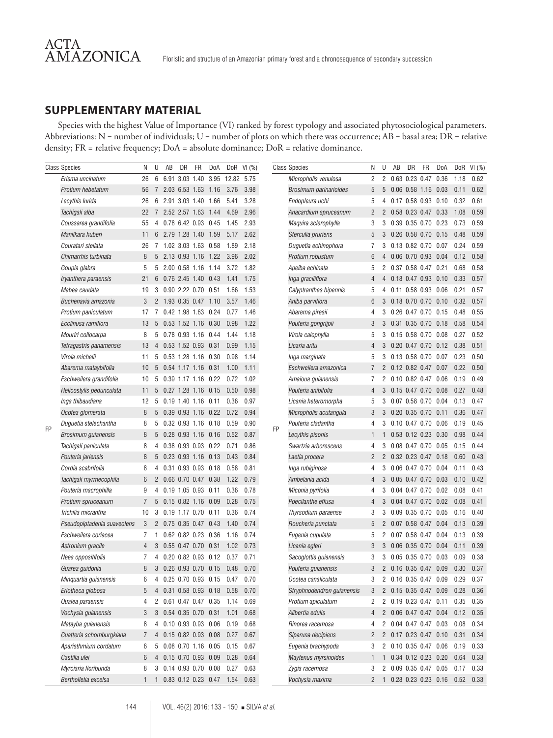## SUPPLEMENTARY MATERIAL

Species with the highest Value of Importance (VI) ranked by forest typology and associated phytosociological parameters. Abbreviations: N = number of individuals; U = number of plots on which there was occurrence; AB = basal area; DR = relative density; FR = relative frequency; DoA = absolute dominance; DoR = relative dominance.

| Class | Species | N | U | AB | DR | FR | DoA | DoR | VI (%) |
|---|---|---|---|---|---|---|---|---|---|
| FP | *Erisma uncinatum* | 26 | 6 | 6.91 | 3.03 | 1.40 | 3.95 | 12.82 | 5.75 |
| | *Protium hebetatum* | 56 | 7 | 2.03 | 6.53 | 1.63 | 1.16 | 3.76 | 3.98 |
| | *Lecythis lurida* | 26 | 6 | 2.91 | 3.03 | 1.40 | 1.66 | 5.41 | 3.28 |
| | *Tachigali alba* | 22 | 7 | 2.52 | 2.57 | 1.63 | 1.44 | 4.69 | 2.96 |
| | *Coussarea grandifolia* | 55 | 4 | 0.78 | 6.42 | 0.93 | 0.45 | 1.45 | 2.93 |
| | *Manilkara huberi* | 11 | 6 | 2.79 | 1.28 | 1.40 | 1.59 | 5.17 | 2.62 |
| | *Couratari stellata* | 26 | 7 | 1.02 | 3.03 | 1.63 | 0.58 | 1.89 | 2.18 |
| | *Chimarrhis turbinata* | 8 | 5 | 2.13 | 0.93 | 1.16 | 1.22 | 3.96 | 2.02 |
| | *Goupia glabra* | 5 | 5 | 2.00 | 0.58 | 1.16 | 1.14 | 3.72 | 1.82 |
| | *Iryanthera paraensis* | 21 | 6 | 0.76 | 2.45 | 1.40 | 0.43 | 1.41 | 1.75 |
| | *Mabea caudata* | 19 | 3 | 0.90 | 2.22 | 0.70 | 0.51 | 1.66 | 1.53 |
| | *Buchenavia amazonia* | 3 | 2 | 1.93 | 0.35 | 0.47 | 1.10 | 3.57 | 1.46 |
| | *Protium paniculatum* | 17 | 7 | 0.42 | 1.98 | 1.63 | 0.24 | 0.77 | 1.46 |
| | *Ecclinusa ramiflora* | 13 | 5 | 0.53 | 1.52 | 1.16 | 0.30 | 0.98 | 1.22 |
| | *Mouriri collocarpa* | 8 | 5 | 0.78 | 0.93 | 1.16 | 0.44 | 1.44 | 1.18 |
| | *Tetragastris panamensis* | 13 | 4 | 0.53 | 1.52 | 0.93 | 0.31 | 0.99 | 1.15 |
| | *Virola michelii* | 11 | 5 | 0.53 | 1.28 | 1.16 | 0.30 | 0.98 | 1.14 |
| | *Abarema mataybifolia* | 10 | 5 | 0.54 | 1.17 | 1.16 | 0.31 | 1.00 | 1.11 |
| | *Eschweilera grandifolia* | 10 | 5 | 0.39 | 1.17 | 1.16 | 0.22 | 0.72 | 1.02 |
| | *Helicostylis pedunculata* | 11 | 5 | 0.27 | 1.28 | 1.16 | 0.15 | 0.50 | 0.98 |
| | *Inga thibaudiana* | 12 | 5 | 0.19 | 1.40 | 1.16 | 0.11 | 0.36 | 0.97 |
| | *Ocotea glomerata* | 8 | 5 | 0.39 | 0.93 | 1.16 | 0.22 | 0.72 | 0.94 |
| | *Duguetia stelechantha* | 8 | 5 | 0.32 | 0.93 | 1.16 | 0.18 | 0.59 | 0.90 |
| | *Brosimum guianensis* | 8 | 5 | 0.28 | 0.93 | 1.16 | 0.16 | 0.52 | 0.87 |
| | *Tachigali paniculata* | 8 | 4 | 0.38 | 0.93 | 0.93 | 0.22 | 0.71 | 0.86 |
| | *Pouteria jariensis* | 8 | 5 | 0.23 | 0.93 | 1.16 | 0.13 | 0.43 | 0.84 |
| | *Cordia scabrifolia* | 8 | 4 | 0.31 | 0.93 | 0.93 | 0.18 | 0.58 | 0.81 |
| | *Tachigali myrmecophila* | 6 | 2 | 0.66 | 0.70 | 0.47 | 0.38 | 1.22 | 0.79 |
| | *Pouteria macrophilla* | 9 | 4 | 0.19 | 1.05 | 0.93 | 0.11 | 0.36 | 0.78 |
| | *Protium spruceanum* | 7 | 5 | 0.15 | 0.82 | 1.16 | 0.09 | 0.28 | 0.75 |
| | *Trichilia micrantha* | 10 | 3 | 0.19 | 1.17 | 0.70 | 0.11 | 0.36 | 0.74 |
| | *Pseudopiptadenia suaveolens* | 3 | 2 | 0.75 | 0.35 | 0.47 | 0.43 | 1.40 | 0.74 |
| | *Eschweilera coriacea* | 7 | 1 | 0.62 | 0.82 | 0.23 | 0.36 | 1.16 | 0.74 |
| | *Astronium gracile* | 4 | 3 | 0.55 | 0.47 | 0.70 | 0.31 | 1.02 | 0.73 |
| | *Neea oppositifolia* | 7 | 4 | 0.20 | 0.82 | 0.93 | 0.12 | 0.37 | 0.71 |
| | *Guarea guidonia* | 8 | 3 | 0.26 | 0.93 | 0.70 | 0.15 | 0.48 | 0.70 |
| | *Minquartia guianensis* | 6 | 4 | 0.25 | 0.70 | 0.93 | 0.15 | 0.47 | 0.70 |
| | *Eriotheca globosa* | 5 | 4 | 0.31 | 0.58 | 0.93 | 0.18 | 0.58 | 0.70 |
| | *Qualea paraensis* | 4 | 2 | 0.61 | 0.47 | 0.47 | 0.35 | 1.14 | 0.69 |
| | *Vochysia guianensis* | 3 | 3 | 0.54 | 0.35 | 0.70 | 0.31 | 1.01 | 0.68 |
| | *Matayba guianensis* | 8 | 4 | 0.10 | 0.93 | 0.93 | 0.06 | 0.19 | 0.68 |
| | *Guatteria schomburgkiana* | 7 | 4 | 0.15 | 0.82 | 0.93 | 0.08 | 0.27 | 0.67 |
| | *Aparisthmium cordatum* | 6 | 5 | 0.08 | 0.70 | 1.16 | 0.05 | 0.15 | 0.67 |
| | *Castilla ulei* | 6 | 4 | 0.15 | 0.70 | 0.93 | 0.09 | 0.28 | 0.64 |
| | *Myrciaria floribunda* | 8 | 3 | 0.14 | 0.93 | 0.70 | 0.08 | 0.27 | 0.63 |
| | *Bertholletia excelsa* | 1 | 1 | 0.83 | 0.12 | 0.23 | 0.47 | 1.54 | 0.63 |
| FP | *Micropholis venulosa* | 2 | 2 | 0.63 | 0.23 | 0.47 | 0.36 | 1.18 | 0.62 |
| | *Brosimum parinarioides* | 5 | 5 | 0.06 | 0.58 | 1.16 | 0.03 | 0.11 | 0.62 |
| | *Endopleura uchi* | 5 | 4 | 0.17 | 0.58 | 0.93 | 0.10 | 0.32 | 0.61 |
| | *Anacardium spruceanum* | 2 | 2 | 0.58 | 0.23 | 0.47 | 0.33 | 1.08 | 0.59 |
| | *Maquira sclerophylla* | 3 | 3 | 0.39 | 0.35 | 0.70 | 0.23 | 0.73 | 0.59 |
| | *Sterculia pruriens* | 5 | 3 | 0.26 | 0.58 | 0.70 | 0.15 | 0.48 | 0.59 |
| | *Duguetia echinophora* | 7 | 3 | 0.13 | 0.82 | 0.70 | 0.07 | 0.24 | 0.59 |
| | *Protium robustum* | 6 | 4 | 0.06 | 0.70 | 0.93 | 0.04 | 0.12 | 0.58 |
| | *Apeiba echinata* | 5 | 2 | 0.37 | 0.58 | 0.47 | 0.21 | 0.68 | 0.58 |
| | *Inga gracilifIora* | 4 | 4 | 0.18 | 0.47 | 0.93 | 0.10 | 0.33 | 0.57 |
| | *Calyptranthes bipennis* | 5 | 4 | 0.11 | 0.58 | 0.93 | 0.06 | 0.21 | 0.57 |
| | *Aniba parviflora* | 6 | 3 | 0.18 | 0.70 | 0.70 | 0.10 | 0.32 | 0.57 |
| | *Abarema piresii* | 4 | 3 | 0.26 | 0.47 | 0.70 | 0.15 | 0.48 | 0.55 |
| | *Pouteria gongrijpii* | 3 | 3 | 0.31 | 0.35 | 0.70 | 0.18 | 0.58 | 0.54 |
| | *Virola calophylla* | 5 | 3 | 0.15 | 0.58 | 0.70 | 0.08 | 0.27 | 0.52 |
| | *Licaria aritu* | 4 | 3 | 0.20 | 0.47 | 0.70 | 0.12 | 0.38 | 0.51 |
| | *Inga marginata* | 5 | 3 | 0.13 | 0.58 | 0.70 | 0.07 | 0.23 | 0.50 |
| | *Eschweilera amazonica* | 7 | 2 | 0.12 | 0.82 | 0.47 | 0.07 | 0.22 | 0.50 |
| | *Amaioua guianensis* | 7 | 2 | 0.10 | 0.82 | 0.47 | 0.06 | 0.19 | 0.49 |
| | *Pouteria anibifolia* | 4 | 3 | 0.15 | 0.47 | 0.70 | 0.08 | 0.27 | 0.48 |
| | *Licania heteromorpha* | 5 | 3 | 0.07 | 0.58 | 0.70 | 0.04 | 0.13 | 0.47 |
| | *Micropholis acutangula* | 3 | 3 | 0.20 | 0.35 | 0.70 | 0.11 | 0.36 | 0.47 |
| | *Pouteria cladantha* | 4 | 3 | 0.10 | 0.47 | 0.70 | 0.06 | 0.19 | 0.45 |
| | *Lecythis pisonis* | 1 | 1 | 0.53 | 0.12 | 0.23 | 0.30 | 0.98 | 0.44 |
| | *Swartzia arborescens* | 4 | 3 | 0.08 | 0.47 | 0.70 | 0.05 | 0.15 | 0.44 |
| | *Laetia procera* | 2 | 2 | 0.32 | 0.23 | 0.47 | 0.18 | 0.60 | 0.43 |
| | *Inga rubiginosa* | 4 | 3 | 0.06 | 0.47 | 0.70 | 0.04 | 0.11 | 0.43 |
| | *Ambelania acida* | 4 | 3 | 0.05 | 0.47 | 0.70 | 0.03 | 0.10 | 0.42 |
| | *Miconia pyrifolia* | 4 | 3 | 0.04 | 0.47 | 0.70 | 0.02 | 0.08 | 0.41 |
| | *Poecilanthe effusa* | 4 | 3 | 0.04 | 0.47 | 0.70 | 0.02 | 0.08 | 0.41 |
| | *Thyrsodium paraense* | 3 | 3 | 0.09 | 0.35 | 0.70 | 0.05 | 0.16 | 0.40 |
| | *Roucheria punctata* | 5 | 2 | 0.07 | 0.58 | 0.47 | 0.04 | 0.13 | 0.39 |
| | *Eugenia cupulata* | 5 | 2 | 0.07 | 0.58 | 0.47 | 0.04 | 0.13 | 0.39 |
| | *Licania egleri* | 3 | 3 | 0.06 | 0.35 | 0.70 | 0.04 | 0.11 | 0.39 |
| | *Sacoglottis guianensis* | 3 | 3 | 0.05 | 0.35 | 0.70 | 0.03 | 0.09 | 0.38 |
| | *Pouteria guianensis* | 3 | 2 | 0.16 | 0.35 | 0.47 | 0.09 | 0.30 | 0.37 |
| | *Ocotea canaliculata* | 3 | 2 | 0.16 | 0.35 | 0.47 | 0.09 | 0.29 | 0.37 |
| | *Stryphnodendron guianensis* | 3 | 2 | 0.15 | 0.35 | 0.47 | 0.09 | 0.28 | 0.36 |
| | *Protium apiculatum* | 2 | 2 | 0.19 | 0.23 | 0.47 | 0.11 | 0.35 | 0.35 |
| | *Alibertia edulis* | 4 | 2 | 0.06 | 0.47 | 0.47 | 0.04 | 0.12 | 0.35 |
| | *Rinorea racemosa* | 4 | 2 | 0.04 | 0.47 | 0.47 | 0.03 | 0.08 | 0.34 |
| | *Siparuna decipiens* | 2 | 2 | 0.17 | 0.23 | 0.47 | 0.10 | 0.31 | 0.34 |
| | *Eugenia brachypoda* | 3 | 2 | 0.10 | 0.35 | 0.47 | 0.06 | 0.19 | 0.33 |
| | *Maytenus myrsinoides* | 1 | 1 | 0.34 | 0.12 | 0.23 | 0.20 | 0.64 | 0.33 |
| | *Zygia racemosa* | 3 | 2 | 0.09 | 0.35 | 0.47 | 0.05 | 0.17 | 0.33 |
| | *Vochysia maxima* | 2 | 1 | 0.28 | 0.23 | 0.23 | 0.16 | 0.52 | 0.33 |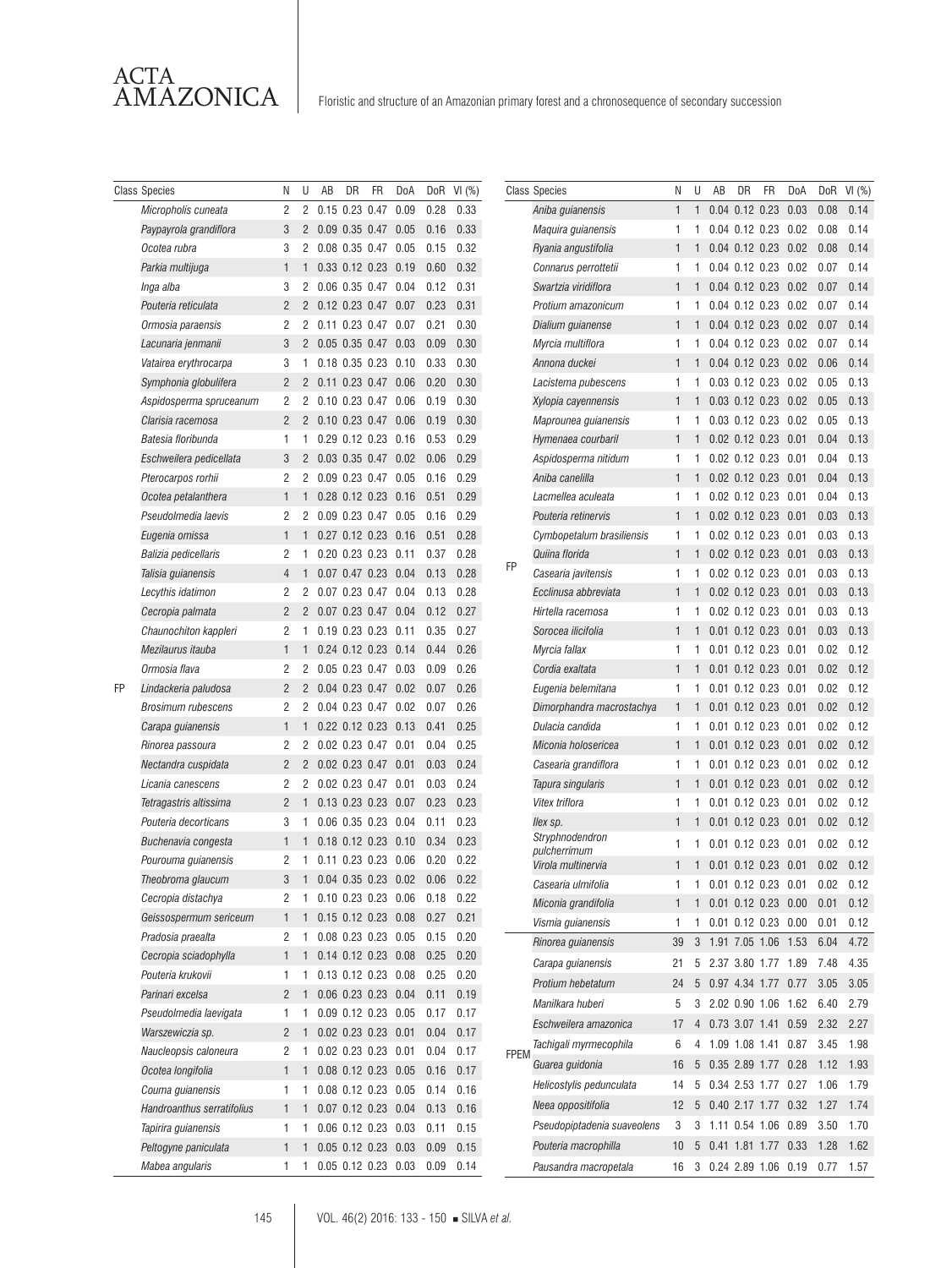| Class | Species | N | U | AB | DR | FR | DoA | DoR | VI (%) |
|---|---|---|---|---|---|---|---|---|---|
| FP | *Micropholis cuneata* | 2 | 2 | 0.15 | 0.23 | 0.47 | 0.09 | 0.28 | 0.33 |
| | *Paypayrola grandiflora* | 3 | 2 | 0.09 | 0.35 | 0.47 | 0.05 | 0.16 | 0.33 |
| | *Ocotea rubra* | 3 | 2 | 0.08 | 0.35 | 0.47 | 0.05 | 0.15 | 0.32 |
| | *Parkia multijuga* | 1 | 1 | 0.33 | 0.12 | 0.23 | 0.19 | 0.60 | 0.32 |
| | *Inga alba* | 3 | 2 | 0.06 | 0.35 | 0.47 | 0.04 | 0.12 | 0.31 |
| | *Pouteria reticulata* | 2 | 2 | 0.12 | 0.23 | 0.47 | 0.07 | 0.23 | 0.31 |
| | *Ormosia paraensis* | 2 | 2 | 0.11 | 0.23 | 0.47 | 0.07 | 0.21 | 0.30 |
| | *Lacunaria jenmanii* | 3 | 2 | 0.05 | 0.35 | 0.47 | 0.03 | 0.09 | 0.30 |
| | *Vatairea erythrocarpa* | 3 | 1 | 0.18 | 0.35 | 0.23 | 0.10 | 0.33 | 0.30 |
| | *Symphonia globulifera* | 2 | 2 | 0.11 | 0.23 | 0.47 | 0.06 | 0.20 | 0.30 |
| | *Aspidosperma spruceanum* | 2 | 2 | 0.10 | 0.23 | 0.47 | 0.06 | 0.19 | 0.30 |
| | *Clarisia racemosa* | 2 | 2 | 0.10 | 0.23 | 0.47 | 0.06 | 0.19 | 0.30 |
| | *Batesia floribunda* | 1 | 1 | 0.29 | 0.12 | 0.23 | 0.16 | 0.53 | 0.29 |
| | *Eschweilera pedicellata* | 3 | 2 | 0.03 | 0.35 | 0.47 | 0.02 | 0.06 | 0.29 |
| | *Pterocarpos rorhii* | 2 | 2 | 0.09 | 0.23 | 0.47 | 0.05 | 0.16 | 0.29 |
| | *Ocotea petalanthera* | 1 | 1 | 0.28 | 0.12 | 0.23 | 0.16 | 0.51 | 0.29 |
| | *Pseudolmedia laevis* | 2 | 2 | 0.09 | 0.23 | 0.47 | 0.05 | 0.16 | 0.29 |
| | *Eugenia omissa* | 1 | 1 | 0.27 | 0.12 | 0.23 | 0.16 | 0.51 | 0.28 |
| | *Balizia pedicellaris* | 2 | 1 | 0.20 | 0.23 | 0.23 | 0.11 | 0.37 | 0.28 |
| | *Talisia guianensis* | 4 | 1 | 0.07 | 0.47 | 0.23 | 0.04 | 0.13 | 0.28 |
| | *Lecythis idatimon* | 2 | 2 | 0.07 | 0.23 | 0.47 | 0.04 | 0.13 | 0.28 |
| | *Cecropia palmata* | 2 | 2 | 0.07 | 0.23 | 0.47 | 0.04 | 0.12 | 0.27 |
| | *Chaunochiton kappleri* | 2 | 1 | 0.19 | 0.23 | 0.23 | 0.11 | 0.35 | 0.27 |
| | *Mezilaurus itauba* | 1 | 1 | 0.24 | 0.12 | 0.23 | 0.14 | 0.44 | 0.26 |
| | *Ormosia flava* | 2 | 2 | 0.05 | 0.23 | 0.47 | 0.03 | 0.09 | 0.26 |
| | *Lindackeria paludosa* | 2 | 2 | 0.04 | 0.23 | 0.47 | 0.02 | 0.07 | 0.26 |
| | *Brosimum rubescens* | 2 | 2 | 0.04 | 0.23 | 0.47 | 0.02 | 0.07 | 0.26 |
| | *Carapa guianensis* | 1 | 1 | 0.22 | 0.12 | 0.23 | 0.13 | 0.41 | 0.25 |
| | *Rinorea passoura* | 2 | 2 | 0.02 | 0.23 | 0.47 | 0.01 | 0.04 | 0.25 |
| | *Nectandra cuspidata* | 2 | 2 | 0.02 | 0.23 | 0.47 | 0.01 | 0.03 | 0.24 |
| | *Licania canescens* | 2 | 2 | 0.02 | 0.23 | 0.47 | 0.01 | 0.03 | 0.24 |
| | *Tetragastris altissima* | 2 | 1 | 0.13 | 0.23 | 0.23 | 0.07 | 0.23 | 0.23 |
| | *Pouteria decorticans* | 3 | 1 | 0.06 | 0.35 | 0.23 | 0.04 | 0.11 | 0.23 |
| | *Buchenavia congesta* | 1 | 1 | 0.18 | 0.12 | 0.23 | 0.10 | 0.34 | 0.23 |
| | *Pourouma guianensis* | 2 | 1 | 0.11 | 0.23 | 0.23 | 0.06 | 0.20 | 0.22 |
| | *Theobroma glaucum* | 3 | 1 | 0.04 | 0.35 | 0.23 | 0.02 | 0.06 | 0.22 |
| | *Cecropia distachya* | 2 | 1 | 0.10 | 0.23 | 0.23 | 0.06 | 0.18 | 0.22 |
| | *Geissospermum sericeum* | 1 | 1 | 0.15 | 0.12 | 0.23 | 0.08 | 0.27 | 0.21 |
| | *Pradosia praealta* | 2 | 1 | 0.08 | 0.23 | 0.23 | 0.05 | 0.15 | 0.20 |
| | *Cecropia sciadophylla* | 1 | 1 | 0.14 | 0.12 | 0.23 | 0.08 | 0.25 | 0.20 |
| | *Pouteria krukovii* | 1 | 1 | 0.13 | 0.12 | 0.23 | 0.08 | 0.25 | 0.20 |
| | *Parinari excelsa* | 2 | 1 | 0.06 | 0.23 | 0.23 | 0.04 | 0.11 | 0.19 |
| | *Pseudolmedia laevigata* | 1 | 1 | 0.09 | 0.12 | 0.23 | 0.05 | 0.17 | 0.17 |
| | *Warszewiczia sp.* | 2 | 1 | 0.02 | 0.23 | 0.23 | 0.01 | 0.04 | 0.17 |
| | *Naucleopsis caloneura* | 2 | 1 | 0.02 | 0.23 | 0.23 | 0.01 | 0.04 | 0.17 |
| | *Ocotea longifolia* | 1 | 1 | 0.08 | 0.12 | 0.23 | 0.05 | 0.16 | 0.17 |
| | *Couma guianensis* | 1 | 1 | 0.08 | 0.12 | 0.23 | 0.05 | 0.14 | 0.16 |
| | *Handroanthus serratifolius* | 1 | 1 | 0.07 | 0.12 | 0.23 | 0.04 | 0.13 | 0.16 |
| | *Tapirira guianensis* | 1 | 1 | 0.06 | 0.12 | 0.23 | 0.03 | 0.11 | 0.15 |
| | *Peltogyne paniculata* | 1 | 1 | 0.05 | 0.12 | 0.23 | 0.03 | 0.09 | 0.15 |
| | *Mabea angularis* | 1 | 1 | 0.05 | 0.12 | 0.23 | 0.03 | 0.09 | 0.14 |
| | *Aniba guianensis* | 1 | 1 | 0.04 | 0.12 | 0.23 | 0.03 | 0.08 | 0.14 |
| | *Maquira guianensis* | 1 | 1 | 0.04 | 0.12 | 0.23 | 0.02 | 0.08 | 0.14 |
| | *Ryania angustifolia* | 1 | 1 | 0.04 | 0.12 | 0.23 | 0.02 | 0.08 | 0.14 |
| | *Connarus perrottetii* | 1 | 1 | 0.04 | 0.12 | 0.23 | 0.02 | 0.07 | 0.14 |
| | *Swartzia viridiflora* | 1 | 1 | 0.04 | 0.12 | 0.23 | 0.02 | 0.07 | 0.14 |
| | *Protium amazonicum* | 1 | 1 | 0.04 | 0.12 | 0.23 | 0.02 | 0.07 | 0.14 |
| | *Dialium guianense* | 1 | 1 | 0.04 | 0.12 | 0.23 | 0.02 | 0.07 | 0.14 |
| | *Myrcia multiflora* | 1 | 1 | 0.04 | 0.12 | 0.23 | 0.02 | 0.07 | 0.14 |
| | *Annona duckei* | 1 | 1 | 0.04 | 0.12 | 0.23 | 0.02 | 0.06 | 0.14 |
| | *Lacistema pubescens* | 1 | 1 | 0.03 | 0.12 | 0.23 | 0.02 | 0.05 | 0.13 |
| | *Xylopia cayennensis* | 1 | 1 | 0.03 | 0.12 | 0.23 | 0.02 | 0.05 | 0.13 |
| | *Maprounea guianensis* | 1 | 1 | 0.03 | 0.12 | 0.23 | 0.02 | 0.05 | 0.13 |
| | *Hymenaea courbaril* | 1 | 1 | 0.02 | 0.12 | 0.23 | 0.01 | 0.04 | 0.13 |
| | *Aspidosperma nitidum* | 1 | 1 | 0.02 | 0.12 | 0.23 | 0.01 | 0.04 | 0.13 |
| | *Aniba canelilla* | 1 | 1 | 0.02 | 0.12 | 0.23 | 0.01 | 0.04 | 0.13 |
| | *Lacmellea aculeata* | 1 | 1 | 0.02 | 0.12 | 0.23 | 0.01 | 0.04 | 0.13 |
| | *Pouteria retinervis* | 1 | 1 | 0.02 | 0.12 | 0.23 | 0.01 | 0.03 | 0.13 |
| | *Cymbopetalum brasiliensis* | 1 | 1 | 0.02 | 0.12 | 0.23 | 0.01 | 0.03 | 0.13 |
| | *Quiina florida* | 1 | 1 | 0.02 | 0.12 | 0.23 | 0.01 | 0.03 | 0.13 |
| | *Casearia javitensis* | 1 | 1 | 0.02 | 0.12 | 0.23 | 0.01 | 0.03 | 0.13 |
| | *Ecclinusa abbreviata* | 1 | 1 | 0.02 | 0.12 | 0.23 | 0.01 | 0.03 | 0.13 |
| | *Hirtella racemosa* | 1 | 1 | 0.02 | 0.12 | 0.23 | 0.01 | 0.03 | 0.13 |
| | *Sorocea ilicifolia* | 1 | 1 | 0.01 | 0.12 | 0.23 | 0.01 | 0.03 | 0.13 |
| | *Myrcia fallax* | 1 | 1 | 0.01 | 0.12 | 0.23 | 0.01 | 0.02 | 0.12 |
| | *Cordia exaltata* | 1 | 1 | 0.01 | 0.12 | 0.23 | 0.01 | 0.02 | 0.12 |
| | *Eugenia belemitana* | 1 | 1 | 0.01 | 0.12 | 0.23 | 0.01 | 0.02 | 0.12 |
| | *Dimorphandra macrostachya* | 1 | 1 | 0.01 | 0.12 | 0.23 | 0.01 | 0.02 | 0.12 |
| | *Dulacia candida* | 1 | 1 | 0.01 | 0.12 | 0.23 | 0.01 | 0.02 | 0.12 |
| | *Miconia holosericea* | 1 | 1 | 0.01 | 0.12 | 0.23 | 0.01 | 0.02 | 0.12 |
| | *Casearia grandiflora* | 1 | 1 | 0.01 | 0.12 | 0.23 | 0.01 | 0.02 | 0.12 |
| | *Tapura singularis* | 1 | 1 | 0.01 | 0.12 | 0.23 | 0.01 | 0.02 | 0.12 |
| | *Vitex triflora* | 1 | 1 | 0.01 | 0.12 | 0.23 | 0.01 | 0.02 | 0.12 |
| | *Ilex sp.* | 1 | 1 | 0.01 | 0.12 | 0.23 | 0.01 | 0.02 | 0.12 |
| | *Stryphnodendron pulcherrimum* | 1 | 1 | 0.01 | 0.12 | 0.23 | 0.01 | 0.02 | 0.12 |
| | *Virola multinervia* | 1 | 1 | 0.01 | 0.12 | 0.23 | 0.01 | 0.02 | 0.12 |
| | *Casearia ulmifolia* | 1 | 1 | 0.01 | 0.12 | 0.23 | 0.01 | 0.02 | 0.12 |
| | *Miconia grandifolia* | 1 | 1 | 0.01 | 0.12 | 0.23 | 0.00 | 0.01 | 0.12 |
| | *Vismia guianensis* | 1 | 1 | 0.01 | 0.12 | 0.23 | 0.00 | 0.01 | 0.12 |
| FPEM | *Rinorea guianensis* | 39 | 3 | 1.91 | 7.05 | 1.06 | 1.53 | 6.04 | 4.72 |
| | *Carapa guianensis* | 21 | 5 | 2.37 | 3.80 | 1.77 | 1.89 | 7.48 | 4.35 |
| | *Protium hebetatum* | 24 | 5 | 0.97 | 4.34 | 1.77 | 0.77 | 3.05 | 3.05 |
| | *Manilkara huberi* | 5 | 3 | 2.02 | 0.90 | 1.06 | 1.62 | 6.40 | 2.79 |
| | *Eschweilera amazonica* | 17 | 4 | 0.73 | 3.07 | 1.41 | 0.59 | 2.32 | 2.27 |
| | *Tachigali myrmecophila* | 6 | 4 | 1.09 | 1.08 | 1.41 | 0.87 | 3.45 | 1.98 |
| | *Guarea guidonia* | 16 | 5 | 0.35 | 2.89 | 1.77 | 0.28 | 1.12 | 1.93 |
| | *Helicostylis pedunculata* | 14 | 5 | 0.34 | 2.53 | 1.77 | 0.27 | 1.06 | 1.79 |
| | *Neea oppositifolia* | 12 | 5 | 0.40 | 2.17 | 1.77 | 0.32 | 1.27 | 1.74 |
| | *Pseudopiptadenia suaveolens* | 3 | 3 | 1.11 | 0.54 | 1.06 | 0.89 | 3.50 | 1.70 |
| | *Pouteria macrophilla* | 10 | 5 | 0.41 | 1.81 | 1.77 | 0.33 | 1.28 | 1.62 |
| | *Pausandra macropetala* | 16 | 3 | 0.24 | 2.89 | 1.06 | 0.19 | 0.77 | 1.57 |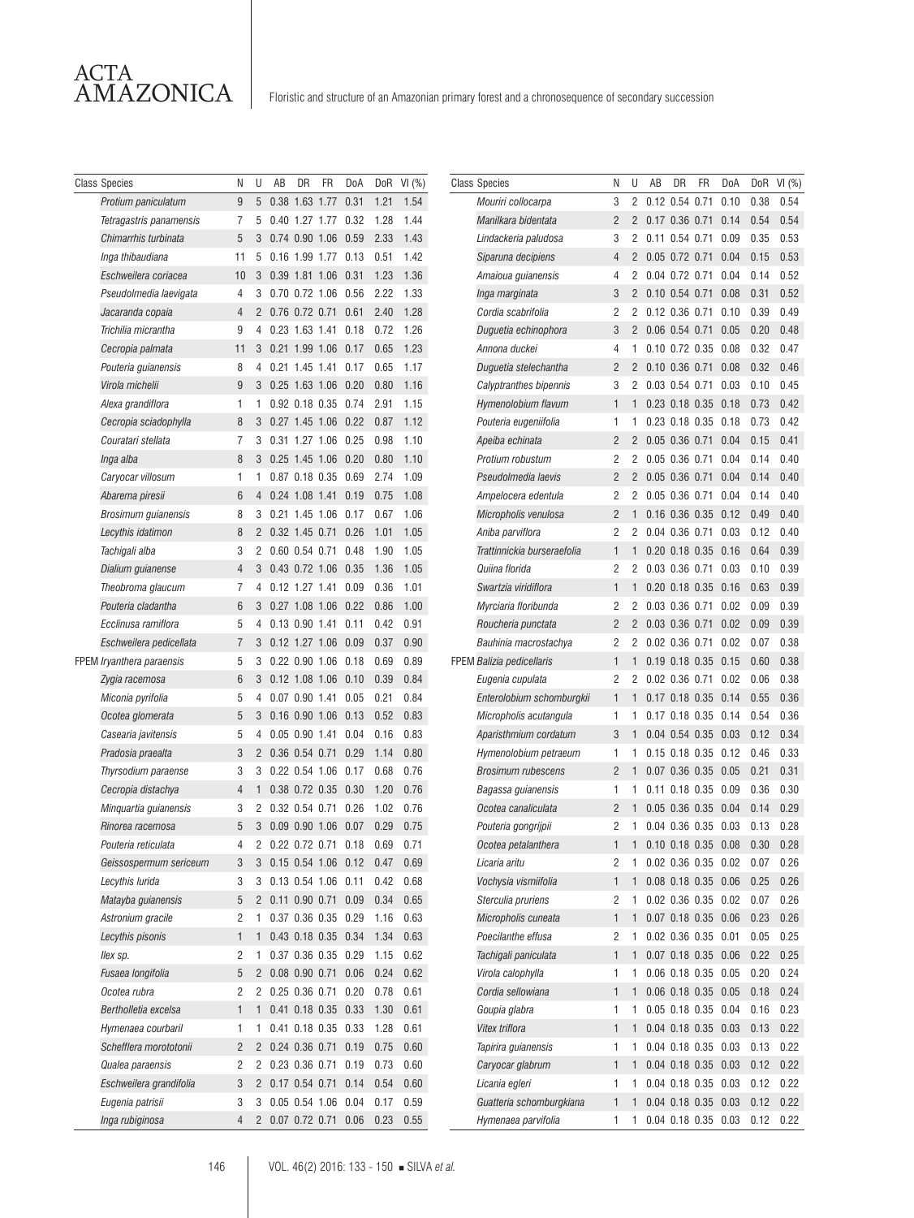| Class | Species | N | U | AB | DR | FR | DoA | DoR | VI (%) |
|---|---|---|---|---|---|---|---|---|---|
| | *Protium paniculatum* | 9 | 5 | 0.38 | 1.63 | 1.77 | 0.31 | 1.21 | 1.54 |
| | *Tetragastris panamensis* | 7 | 5 | 0.40 | 1.27 | 1.77 | 0.32 | 1.28 | 1.44 |
| | *Chimarrhis turbinata* | 5 | 3 | 0.74 | 0.90 | 1.06 | 0.59 | 2.33 | 1.43 |
| | *Inga thibaudiana* | 11 | 5 | 0.16 | 1.99 | 1.77 | 0.13 | 0.51 | 1.42 |
| | *Eschweilera coriacea* | 10 | 3 | 0.39 | 1.81 | 1.06 | 0.31 | 1.23 | 1.36 |
| | *Pseudolmedia laevigata* | 4 | 3 | 0.70 | 0.72 | 1.06 | 0.56 | 2.22 | 1.33 |
| | *Jacaranda copaia* | 4 | 2 | 0.76 | 0.72 | 0.71 | 0.61 | 2.40 | 1.28 |
| | *Trichilia micrantha* | 9 | 4 | 0.23 | 1.63 | 1.41 | 0.18 | 0.72 | 1.26 |
| | *Cecropia palmata* | 11 | 3 | 0.21 | 1.99 | 1.06 | 0.17 | 0.65 | 1.23 |
| | *Pouteria guianensis* | 8 | 4 | 0.21 | 1.45 | 1.41 | 0.17 | 0.65 | 1.17 |
| | *Virola michelii* | 9 | 3 | 0.25 | 1.63 | 1.06 | 0.20 | 0.80 | 1.16 |
| | *Alexa grandiflora* | 1 | 1 | 0.92 | 0.18 | 0.35 | 0.74 | 2.91 | 1.15 |
| | *Cecropia sciadophylla* | 8 | 3 | 0.27 | 1.45 | 1.06 | 0.22 | 0.87 | 1.12 |
| | *Couratari stellata* | 7 | 3 | 0.31 | 1.27 | 1.06 | 0.25 | 0.98 | 1.10 |
| | *Inga alba* | 8 | 3 | 0.25 | 1.45 | 1.06 | 0.20 | 0.80 | 1.10 |
| | *Caryocar villosum* | 1 | 1 | 0.87 | 0.18 | 0.35 | 0.69 | 2.74 | 1.09 |
| | *Abarema piresii* | 6 | 4 | 0.24 | 1.08 | 1.41 | 0.19 | 0.75 | 1.08 |
| | *Brosimum guianensis* | 8 | 3 | 0.21 | 1.45 | 1.06 | 0.17 | 0.67 | 1.06 |
| | *Lecythis idatimon* | 8 | 2 | 0.32 | 1.45 | 0.71 | 0.26 | 1.01 | 1.05 |
| | *Tachigali alba* | 3 | 2 | 0.60 | 0.54 | 0.71 | 0.48 | 1.90 | 1.05 |
| | *Dialium guianense* | 4 | 3 | 0.43 | 0.72 | 1.06 | 0.35 | 1.36 | 1.05 |
| | *Theobroma glaucum* | 7 | 4 | 0.12 | 1.27 | 1.41 | 0.09 | 0.36 | 1.01 |
| | *Pouteria cladantha* | 6 | 3 | 0.27 | 1.08 | 1.06 | 0.22 | 0.86 | 1.00 |
| | *Ecclinusa ramiflora* | 5 | 4 | 0.13 | 0.90 | 1.41 | 0.11 | 0.42 | 0.91 |
| | *Eschweilera pedicellata* | 7 | 3 | 0.12 | 1.27 | 1.06 | 0.09 | 0.37 | 0.90 |
| FPEM | *Iryanthera paraensis* | 5 | 3 | 0.22 | 0.90 | 1.06 | 0.18 | 0.69 | 0.89 |
| | *Zygia racemosa* | 6 | 3 | 0.12 | 1.08 | 1.06 | 0.10 | 0.39 | 0.84 |
| | *Miconia pyrifolia* | 5 | 4 | 0.07 | 0.90 | 1.41 | 0.05 | 0.21 | 0.84 |
| | *Ocotea glomerata* | 5 | 3 | 0.16 | 0.90 | 1.06 | 0.13 | 0.52 | 0.83 |
| | *Casearia javitensis* | 5 | 4 | 0.05 | 0.90 | 1.41 | 0.04 | 0.16 | 0.83 |
| | *Pradosia praealta* | 3 | 2 | 0.36 | 0.54 | 0.71 | 0.29 | 1.14 | 0.80 |
| | *Thyrsodium paraense* | 3 | 3 | 0.22 | 0.54 | 1.06 | 0.17 | 0.68 | 0.76 |
| | *Cecropia distachya* | 4 | 1 | 0.38 | 0.72 | 0.35 | 0.30 | 1.20 | 0.76 |
| | *Minquartia guianensis* | 3 | 2 | 0.32 | 0.54 | 0.71 | 0.26 | 1.02 | 0.76 |
| | *Rinorea racemosa* | 5 | 3 | 0.09 | 0.90 | 1.06 | 0.07 | 0.29 | 0.75 |
| | *Pouteria reticulata* | 4 | 2 | 0.22 | 0.72 | 0.71 | 0.18 | 0.69 | 0.71 |
| | *Geissospermum sericeum* | 3 | 3 | 0.15 | 0.54 | 1.06 | 0.12 | 0.47 | 0.69 |
| | *Lecythis lurida* | 3 | 3 | 0.13 | 0.54 | 1.06 | 0.11 | 0.42 | 0.68 |
| | *Matayba guianensis* | 5 | 2 | 0.11 | 0.90 | 0.71 | 0.09 | 0.34 | 0.65 |
| | *Astronium gracile* | 2 | 1 | 0.37 | 0.36 | 0.35 | 0.29 | 1.16 | 0.63 |
| | *Lecythis pisonis* | 1 | 1 | 0.43 | 0.18 | 0.35 | 0.34 | 1.34 | 0.63 |
| | *Ilex sp.* | 2 | 1 | 0.37 | 0.36 | 0.35 | 0.29 | 1.15 | 0.62 |
| | *Fusaea longifolia* | 5 | 2 | 0.08 | 0.90 | 0.71 | 0.06 | 0.24 | 0.62 |
| | *Ocotea rubra* | 2 | 2 | 0.25 | 0.36 | 0.71 | 0.20 | 0.78 | 0.61 |
| | *Bertholletia excelsa* | 1 | 1 | 0.41 | 0.18 | 0.35 | 0.33 | 1.30 | 0.61 |
| | *Hymenaea courbaril* | 1 | 1 | 0.41 | 0.18 | 0.35 | 0.33 | 1.28 | 0.61 |
| | *Schefflera morototonii* | 2 | 2 | 0.24 | 0.36 | 0.71 | 0.19 | 0.75 | 0.60 |
| | *Qualea paraensis* | 2 | 2 | 0.23 | 0.36 | 0.71 | 0.19 | 0.73 | 0.60 |
| | *Eschweilera grandifolia* | 3 | 2 | 0.17 | 0.54 | 0.71 | 0.14 | 0.54 | 0.60 |
| | *Eugenia patrisii* | 3 | 3 | 0.05 | 0.54 | 1.06 | 0.04 | 0.17 | 0.59 |
| | *Inga rubiginosa* | 4 | 2 | 0.07 | 0.72 | 0.71 | 0.06 | 0.23 | 0.55 |
| | *Mouriri collocarpa* | 3 | 2 | 0.12 | 0.54 | 0.71 | 0.10 | 0.38 | 0.54 |
| | *Manilkara bidentata* | 2 | 2 | 0.17 | 0.36 | 0.71 | 0.14 | 0.54 | 0.54 |
| | *Lindackeria paludosa* | 3 | 2 | 0.11 | 0.54 | 0.71 | 0.09 | 0.35 | 0.53 |
| | *Siparuna decipiens* | 4 | 2 | 0.05 | 0.72 | 0.71 | 0.04 | 0.15 | 0.53 |
| | *Amaioua guianensis* | 4 | 2 | 0.04 | 0.72 | 0.71 | 0.04 | 0.14 | 0.52 |
| | *Inga marginata* | 3 | 2 | 0.10 | 0.54 | 0.71 | 0.08 | 0.31 | 0.52 |
| | *Cordia scabrifolia* | 2 | 2 | 0.12 | 0.36 | 0.71 | 0.10 | 0.39 | 0.49 |
| | *Duguetia echinophora* | 3 | 2 | 0.06 | 0.54 | 0.71 | 0.05 | 0.20 | 0.48 |
| | *Annona duckei* | 4 | 1 | 0.10 | 0.72 | 0.35 | 0.08 | 0.32 | 0.47 |
| | *Duguetia stelechantha* | 2 | 2 | 0.10 | 0.36 | 0.71 | 0.08 | 0.32 | 0.46 |
| | *Calyptranthes bipennis* | 3 | 2 | 0.03 | 0.54 | 0.71 | 0.03 | 0.10 | 0.45 |
| | *Hymenolobium flavum* | 1 | 1 | 0.23 | 0.18 | 0.35 | 0.18 | 0.73 | 0.42 |
| | *Pouteria eugeniifolia* | 1 | 1 | 0.23 | 0.18 | 0.35 | 0.18 | 0.73 | 0.42 |
| | *Apeiba echinata* | 2 | 2 | 0.05 | 0.36 | 0.71 | 0.04 | 0.15 | 0.41 |
| | *Protium robustum* | 2 | 2 | 0.05 | 0.36 | 0.71 | 0.04 | 0.14 | 0.40 |
| | *Pseudolmedia laevis* | 2 | 2 | 0.05 | 0.36 | 0.71 | 0.04 | 0.14 | 0.40 |
| | *Ampelocera edentula* | 2 | 2 | 0.05 | 0.36 | 0.71 | 0.04 | 0.14 | 0.40 |
| | *Micropholis venulosa* | 2 | 1 | 0.16 | 0.36 | 0.35 | 0.12 | 0.49 | 0.40 |
| | *Aniba parviflora* | 2 | 2 | 0.04 | 0.36 | 0.71 | 0.03 | 0.12 | 0.40 |
| | *Trattinnickia burseraefolia* | 1 | 1 | 0.20 | 0.18 | 0.35 | 0.16 | 0.64 | 0.39 |
| | *Quiina florida* | 2 | 2 | 0.03 | 0.36 | 0.71 | 0.03 | 0.10 | 0.39 |
| | *Swartzia viridiflora* | 1 | 1 | 0.20 | 0.18 | 0.35 | 0.16 | 0.63 | 0.39 |
| | *Myrciaria floribunda* | 2 | 2 | 0.03 | 0.36 | 0.71 | 0.02 | 0.09 | 0.39 |
| | *Roucheria punctata* | 2 | 2 | 0.03 | 0.36 | 0.71 | 0.02 | 0.09 | 0.39 |
| | *Bauhinia macrostachya* | 2 | 2 | 0.02 | 0.36 | 0.71 | 0.02 | 0.07 | 0.38 |
| FPEM | *Balizia pedicellaris* | 1 | 1 | 0.19 | 0.18 | 0.35 | 0.15 | 0.60 | 0.38 |
| | *Eugenia cupulata* | 2 | 2 | 0.02 | 0.36 | 0.71 | 0.02 | 0.06 | 0.38 |
| | *Enterolobium schomburgkii* | 1 | 1 | 0.17 | 0.18 | 0.35 | 0.14 | 0.55 | 0.36 |
| | *Micropholis acutangula* | 1 | 1 | 0.17 | 0.18 | 0.35 | 0.14 | 0.54 | 0.36 |
| | *Aparisthmium cordatum* | 3 | 1 | 0.04 | 0.54 | 0.35 | 0.03 | 0.12 | 0.34 |
| | *Hymenolobium petraeum* | 1 | 1 | 0.15 | 0.18 | 0.35 | 0.12 | 0.46 | 0.33 |
| | *Brosimum rubescens* | 2 | 1 | 0.07 | 0.36 | 0.35 | 0.05 | 0.21 | 0.31 |
| | *Bagassa guianensis* | 1 | 1 | 0.11 | 0.18 | 0.35 | 0.09 | 0.36 | 0.30 |
| | *Ocotea canaliculata* | 2 | 1 | 0.05 | 0.36 | 0.35 | 0.04 | 0.14 | 0.29 |
| | *Pouteria gongrijpii* | 2 | 1 | 0.04 | 0.36 | 0.35 | 0.03 | 0.13 | 0.28 |
| | *Ocotea petalanthera* | 1 | 1 | 0.10 | 0.18 | 0.35 | 0.08 | 0.30 | 0.28 |
| | *Licaria aritu* | 2 | 1 | 0.02 | 0.36 | 0.35 | 0.02 | 0.07 | 0.26 |
| | *Vochysia vismiifolia* | 1 | 1 | 0.08 | 0.18 | 0.35 | 0.06 | 0.25 | 0.26 |
| | *Sterculia pruriens* | 2 | 1 | 0.02 | 0.36 | 0.35 | 0.02 | 0.07 | 0.26 |
| | *Micropholis cuneata* | 1 | 1 | 0.07 | 0.18 | 0.35 | 0.06 | 0.23 | 0.26 |
| | *Poecilanthe effusa* | 2 | 1 | 0.02 | 0.36 | 0.35 | 0.01 | 0.05 | 0.25 |
| | *Tachigali paniculata* | 1 | 1 | 0.07 | 0.18 | 0.35 | 0.06 | 0.22 | 0.25 |
| | *Virola calophylla* | 1 | 1 | 0.06 | 0.18 | 0.35 | 0.05 | 0.20 | 0.24 |
| | *Cordia sellowiana* | 1 | 1 | 0.06 | 0.18 | 0.35 | 0.05 | 0.18 | 0.24 |
| | *Goupia glabra* | 1 | 1 | 0.05 | 0.18 | 0.35 | 0.04 | 0.16 | 0.23 |
| | *Vitex triflora* | 1 | 1 | 0.04 | 0.18 | 0.35 | 0.03 | 0.13 | 0.22 |
| | *Tapirira guianensis* | 1 | 1 | 0.04 | 0.18 | 0.35 | 0.03 | 0.13 | 0.22 |
| | *Caryocar glabrum* | 1 | 1 | 0.04 | 0.18 | 0.35 | 0.03 | 0.12 | 0.22 |
| | *Licania egleri* | 1 | 1 | 0.04 | 0.18 | 0.35 | 0.03 | 0.12 | 0.22 |
| | *Guatteria schomburgkiana* | 1 | 1 | 0.04 | 0.18 | 0.35 | 0.03 | 0.12 | 0.22 |
| | *Hymenaea parvifolia* | 1 | 1 | 0.04 | 0.18 | 0.35 | 0.03 | 0.12 | 0.22 |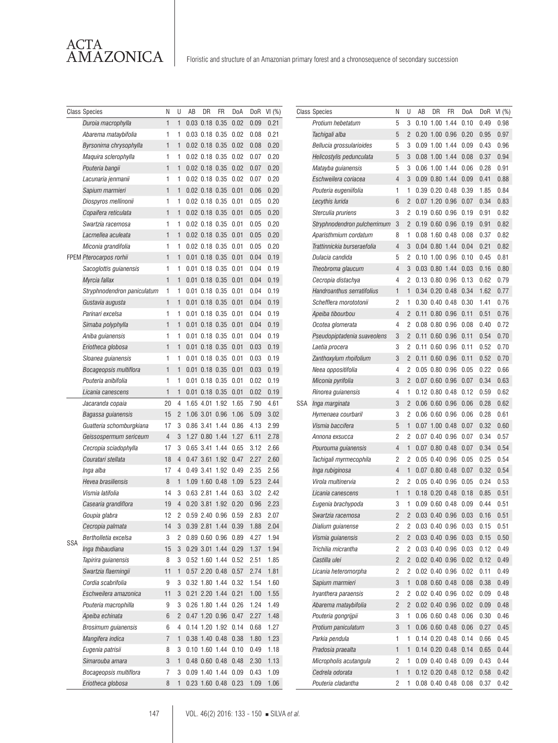| Class | Species | N | U | AB | DR | FR | DoA | DoR | VI (%) |
|---|---|---|---|---|---|---|---|---|---|
| | *Duroia macrophylla* | 1 | 1 | 0.03 | 0.18 | 0.35 | 0.02 | 0.09 | 0.21 |
| | *Abarema mataybifolia* | 1 | 1 | 0.03 | 0.18 | 0.35 | 0.02 | 0.08 | 0.21 |
| | *Byrsonima chrysophylla* | 1 | 1 | 0.02 | 0.18 | 0.35 | 0.02 | 0.08 | 0.20 |
| | *Maquira sclerophylla* | 1 | 1 | 0.02 | 0.18 | 0.35 | 0.02 | 0.07 | 0.20 |
| | *Pouteria bangii* | 1 | 1 | 0.02 | 0.18 | 0.35 | 0.02 | 0.07 | 0.20 |
| | *Lacunaria jenmanii* | 1 | 1 | 0.02 | 0.18 | 0.35 | 0.02 | 0.07 | 0.20 |
| | *Sapium marmieri* | 1 | 1 | 0.02 | 0.18 | 0.35 | 0.01 | 0.06 | 0.20 |
| | *Diospyros mellinonii* | 1 | 1 | 0.02 | 0.18 | 0.35 | 0.01 | 0.05 | 0.20 |
| | *Copaifera reticulata* | 1 | 1 | 0.02 | 0.18 | 0.35 | 0.01 | 0.05 | 0.20 |
| | *Swartzia racemosa* | 1 | 1 | 0.02 | 0.18 | 0.35 | 0.01 | 0.05 | 0.20 |
| | *Lacmellea aculeata* | 1 | 1 | 0.02 | 0.18 | 0.35 | 0.01 | 0.05 | 0.20 |
| | *Miconia grandifolia* | 1 | 1 | 0.02 | 0.18 | 0.35 | 0.01 | 0.05 | 0.20 |
| FPEM | *Pterocarpos rorhii* | 1 | 1 | 0.01 | 0.18 | 0.35 | 0.01 | 0.04 | 0.19 |
| | *Sacoglottis guianensis* | 1 | 1 | 0.01 | 0.18 | 0.35 | 0.01 | 0.04 | 0.19 |
| | *Myrcia fallax* | 1 | 1 | 0.01 | 0.18 | 0.35 | 0.01 | 0.04 | 0.19 |
| | *Stryphnodendron paniculatum* | 1 | 1 | 0.01 | 0.18 | 0.35 | 0.01 | 0.04 | 0.19 |
| | *Gustavia augusta* | 1 | 1 | 0.01 | 0.18 | 0.35 | 0.01 | 0.04 | 0.19 |
| | *Parinari excelsa* | 1 | 1 | 0.01 | 0.18 | 0.35 | 0.01 | 0.04 | 0.19 |
| | *Simaba polyphylla* | 1 | 1 | 0.01 | 0.18 | 0.35 | 0.01 | 0.04 | 0.19 |
| | *Aniba guianensis* | 1 | 1 | 0.01 | 0.18 | 0.35 | 0.01 | 0.04 | 0.19 |
| | *Eriotheca globosa* | 1 | 1 | 0.01 | 0.18 | 0.35 | 0.01 | 0.03 | 0.19 |
| | *Sloanea guianensis* | 1 | 1 | 0.01 | 0.18 | 0.35 | 0.01 | 0.03 | 0.19 |
| | *Bocageopsis multiflora* | 1 | 1 | 0.01 | 0.18 | 0.35 | 0.01 | 0.03 | 0.19 |
| | *Pouteria anibifolia* | 1 | 1 | 0.01 | 0.18 | 0.35 | 0.01 | 0.02 | 0.19 |
| | *Licania canescens* | 1 | 1 | 0.01 | 0.18 | 0.35 | 0.01 | 0.02 | 0.19 |
| SSA | *Jacaranda copaia* | 20 | 4 | 1.65 | 4.01 | 1.92 | 1.65 | 7.90 | 4.61 |
| | *Bagassa guianensis* | 15 | 2 | 1.06 | 3.01 | 0.96 | 1.06 | 5.09 | 3.02 |
| | *Guatteria schomburgkiana* | 17 | 3 | 0.86 | 3.41 | 1.44 | 0.86 | 4.13 | 2.99 |
| | *Geissospermum sericeum* | 4 | 3 | 1.27 | 0.80 | 1.44 | 1.27 | 6.11 | 2.78 |
| | *Cecropia sciadophylla* | 17 | 3 | 0.65 | 3.41 | 1.44 | 0.65 | 3.12 | 2.66 |
| | *Couratari stellata* | 18 | 4 | 0.47 | 3.61 | 1.92 | 0.47 | 2.27 | 2.60 |
| | *Inga alba* | 17 | 4 | 0.49 | 3.41 | 1.92 | 0.49 | 2.35 | 2.56 |
| | *Hevea brasiliensis* | 8 | 1 | 1.09 | 1.60 | 0.48 | 1.09 | 5.23 | 2.44 |
| | *Vismia latifolia* | 14 | 3 | 0.63 | 2.81 | 1.44 | 0.63 | 3.02 | 2.42 |
| | *Casearia grandiflora* | 19 | 4 | 0.20 | 3.81 | 1.92 | 0.20 | 0.96 | 2.23 |
| | *Goupia glabra* | 12 | 2 | 0.59 | 2.40 | 0.96 | 0.59 | 2.83 | 2.07 |
| | *Cecropia palmata* | 14 | 3 | 0.39 | 2.81 | 1.44 | 0.39 | 1.88 | 2.04 |
| | *Bertholletia excelsa* | 3 | 2 | 0.89 | 0.60 | 0.96 | 0.89 | 4.27 | 1.94 |
| | *Inga thibaudiana* | 15 | 3 | 0.29 | 3.01 | 1.44 | 0.29 | 1.37 | 1.94 |
| | *Tapirira guianensis* | 8 | 3 | 0.52 | 1.60 | 1.44 | 0.52 | 2.51 | 1.85 |
| | *Swartzia flaemingii* | 11 | 1 | 0.57 | 2.20 | 0.48 | 0.57 | 2.74 | 1.81 |
| | *Cordia scabrifolia* | 9 | 3 | 0.32 | 1.80 | 1.44 | 0.32 | 1.54 | 1.60 |
| | *Eschweilera amazonica* | 11 | 3 | 0.21 | 2.20 | 1.44 | 0.21 | 1.00 | 1.55 |
| | *Pouteria macrophilla* | 9 | 3 | 0.26 | 1.80 | 1.44 | 0.26 | 1.24 | 1.49 |
| | *Apeiba echinata* | 6 | 2 | 0.47 | 1.20 | 0.96 | 0.47 | 2.27 | 1.48 |
| | *Brosimum guianensis* | 6 | 4 | 0.14 | 1.20 | 1.92 | 0.14 | 0.68 | 1.27 |
| | *Mangifera indica* | 7 | 1 | 0.38 | 1.40 | 0.48 | 0.38 | 1.80 | 1.23 |
| | *Eugenia patrisii* | 8 | 3 | 0.10 | 1.60 | 1.44 | 0.10 | 0.49 | 1.18 |
| | *Simarouba amara* | 3 | 1 | 0.48 | 0.60 | 0.48 | 0.48 | 2.30 | 1.13 |
| | *Bocageopsis multiflora* | 7 | 3 | 0.09 | 1.40 | 1.44 | 0.09 | 0.43 | 1.09 |
| | *Eriotheca globosa* | 8 | 1 | 0.23 | 1.60 | 0.48 | 0.23 | 1.09 | 1.06 |
| | *Protium hebetatum* | 5 | 3 | 0.10 | 1.00 | 1.44 | 0.10 | 0.49 | 0.98 |
| | *Tachigali alba* | 5 | 2 | 0.20 | 1.00 | 0.96 | 0.20 | 0.95 | 0.97 |
| | *Bellucia grossularioides* | 5 | 3 | 0.09 | 1.00 | 1.44 | 0.09 | 0.43 | 0.96 |
| | *Helicostylis pedunculata* | 5 | 3 | 0.08 | 1.00 | 1.44 | 0.08 | 0.37 | 0.94 |
| | *Matayba guianensis* | 5 | 3 | 0.06 | 1.00 | 1.44 | 0.06 | 0.28 | 0.91 |
| | *Eschweilera coriacea* | 4 | 3 | 0.09 | 0.80 | 1.44 | 0.09 | 0.41 | 0.88 |
| | *Pouteria eugeniifolia* | 1 | 1 | 0.39 | 0.20 | 0.48 | 0.39 | 1.85 | 0.84 |
| | *Lecythis lurida* | 6 | 2 | 0.07 | 1.20 | 0.96 | 0.07 | 0.34 | 0.83 |
| | *Sterculia pruriens* | 3 | 2 | 0.19 | 0.60 | 0.96 | 0.19 | 0.91 | 0.82 |
| | *Stryphnodendron pulcherrimum* | 3 | 2 | 0.19 | 0.60 | 0.96 | 0.19 | 0.91 | 0.82 |
| | *Aparisthmium cordatum* | 8 | 1 | 0.08 | 1.60 | 0.48 | 0.08 | 0.37 | 0.82 |
| | *Trattinnickia burseraefolia* | 4 | 3 | 0.04 | 0.80 | 1.44 | 0.04 | 0.21 | 0.82 |
| | *Dulacia candida* | 5 | 2 | 0.10 | 1.00 | 0.96 | 0.10 | 0.45 | 0.81 |
| | *Theobroma glaucum* | 4 | 3 | 0.03 | 0.80 | 1.44 | 0.03 | 0.16 | 0.80 |
| | *Cecropia distachya* | 4 | 2 | 0.13 | 0.80 | 0.96 | 0.13 | 0.62 | 0.79 |
| | *Handroanthus serratifolius* | 1 | 1 | 0.34 | 0.20 | 0.48 | 0.34 | 1.62 | 0.77 |
| | *Schefflera morototonii* | 2 | 1 | 0.30 | 0.40 | 0.48 | 0.30 | 1.41 | 0.76 |
| | *Apeiba tibourbou* | 4 | 2 | 0.11 | 0.80 | 0.96 | 0.11 | 0.51 | 0.76 |
| | *Ocotea glomerata* | 4 | 2 | 0.08 | 0.80 | 0.96 | 0.08 | 0.40 | 0.72 |
| | *Pseudopiptadenia suaveolens* | 3 | 2 | 0.11 | 0.60 | 0.96 | 0.11 | 0.54 | 0.70 |
| | *Laetia procera* | 3 | 2 | 0.11 | 0.60 | 0.96 | 0.11 | 0.52 | 0.70 |
| | *Zanthoxylum rhoifolium* | 3 | 2 | 0.11 | 0.60 | 0.96 | 0.11 | 0.52 | 0.70 |
| | *Neea oppositifolia* | 4 | 2 | 0.05 | 0.80 | 0.96 | 0.05 | 0.22 | 0.66 |
| | *Miconia pyrifolia* | 3 | 2 | 0.07 | 0.60 | 0.96 | 0.07 | 0.34 | 0.63 |
| | *Rinorea guianensis* | 4 | 1 | 0.12 | 0.80 | 0.48 | 0.12 | 0.59 | 0.62 |
| SSA | *Inga marginata* | 3 | 2 | 0.06 | 0.60 | 0.96 | 0.06 | 0.28 | 0.62 |
| | *Hymenaea courbaril* | 3 | 2 | 0.06 | 0.60 | 0.96 | 0.06 | 0.28 | 0.61 |
| | *Vismia baccifera* | 5 | 1 | 0.07 | 1.00 | 0.48 | 0.07 | 0.32 | 0.60 |
| | *Annona exsucca* | 2 | 2 | 0.07 | 0.40 | 0.96 | 0.07 | 0.34 | 0.57 |
| | *Pourouma guianensis* | 4 | 1 | 0.07 | 0.80 | 0.48 | 0.07 | 0.34 | 0.54 |
| | *Tachigali myrmecophila* | 2 | 2 | 0.05 | 0.40 | 0.96 | 0.05 | 0.25 | 0.54 |
| | *Inga rubiginosa* | 4 | 1 | 0.07 | 0.80 | 0.48 | 0.07 | 0.32 | 0.54 |
| | *Virola multinervia* | 2 | 2 | 0.05 | 0.40 | 0.96 | 0.05 | 0.24 | 0.53 |
| | *Licania canescens* | 1 | 1 | 0.18 | 0.20 | 0.48 | 0.18 | 0.85 | 0.51 |
| | *Eugenia brachypoda* | 3 | 1 | 0.09 | 0.60 | 0.48 | 0.09 | 0.44 | 0.51 |
| | *Swartzia racemosa* | 2 | 2 | 0.03 | 0.40 | 0.96 | 0.03 | 0.16 | 0.51 |
| | *Dialium guianense* | 2 | 2 | 0.03 | 0.40 | 0.96 | 0.03 | 0.15 | 0.51 |
| | *Vismia guianensis* | 2 | 2 | 0.03 | 0.40 | 0.96 | 0.03 | 0.15 | 0.50 |
| | *Trichilia micrantha* | 2 | 2 | 0.03 | 0.40 | 0.96 | 0.03 | 0.12 | 0.49 |
| | *Castilla ulei* | 2 | 2 | 0.02 | 0.40 | 0.96 | 0.02 | 0.12 | 0.49 |
| | *Licania heteromorpha* | 2 | 2 | 0.02 | 0.40 | 0.96 | 0.02 | 0.11 | 0.49 |
| | *Sapium marmieri* | 3 | 1 | 0.08 | 0.60 | 0.48 | 0.08 | 0.38 | 0.49 |
| | *Iryanthera paraensis* | 2 | 2 | 0.02 | 0.40 | 0.96 | 0.02 | 0.09 | 0.48 |
| | *Abarema mataybifolia* | 2 | 2 | 0.02 | 0.40 | 0.96 | 0.02 | 0.09 | 0.48 |
| | *Pouteria gongrijpii* | 3 | 1 | 0.06 | 0.60 | 0.48 | 0.06 | 0.30 | 0.46 |
| | *Protium paniculatum* | 3 | 1 | 0.06 | 0.60 | 0.48 | 0.06 | 0.27 | 0.45 |
| | *Parkia pendula* | 1 | 1 | 0.14 | 0.20 | 0.48 | 0.14 | 0.66 | 0.45 |
| | *Pradosia praealta* | 1 | 1 | 0.14 | 0.20 | 0.48 | 0.14 | 0.65 | 0.44 |
| | *Micropholis acutangula* | 2 | 1 | 0.09 | 0.40 | 0.48 | 0.09 | 0.43 | 0.44 |
| | *Cedrela odorata* | 1 | 1 | 0.12 | 0.20 | 0.48 | 0.12 | 0.58 | 0.42 |
| | *Pouteria cladantha* | 2 | 1 | 0.08 | 0.40 | 0.48 | 0.08 | 0.37 | 0.42 |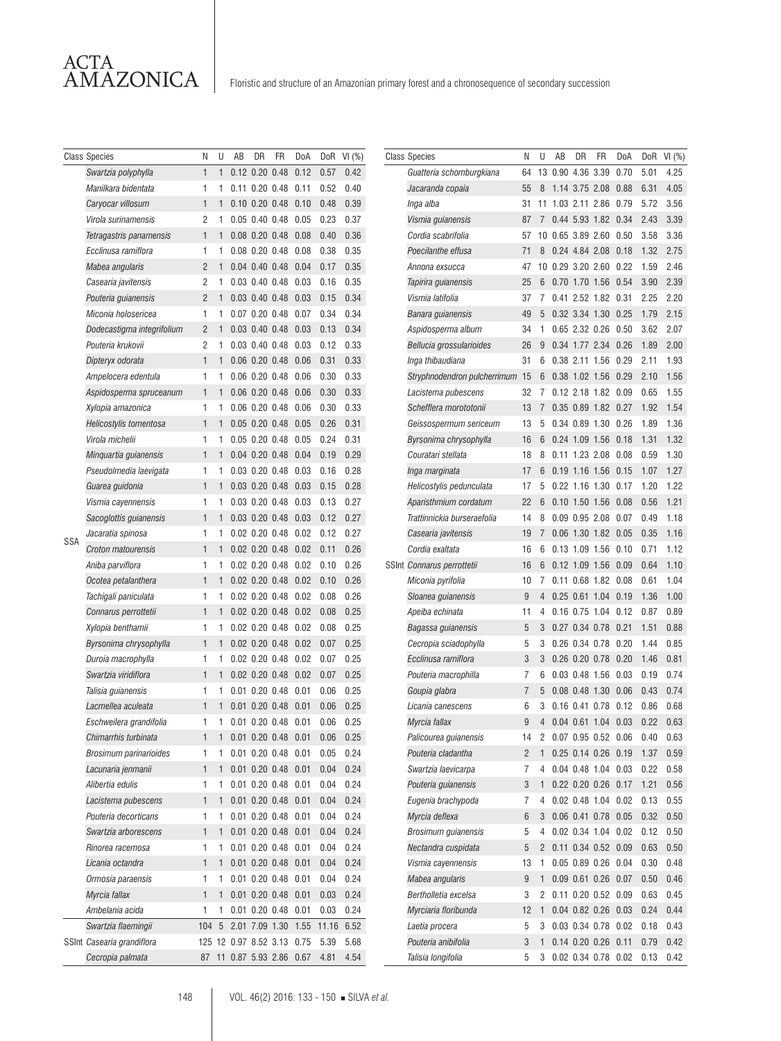| Class | Species | N | U | AB | DR | FR | DoA | DoR | VI (%) |
|---|---|---|---|---|---|---|---|---|---|
| SSA | *Swartzia polyphylla* | 1 | 1 | 0.12 | 0.20 | 0.48 | 0.12 | 0.57 | 0.42 |
| | *Manilkara bidentata* | 1 | 1 | 0.11 | 0.20 | 0.48 | 0.11 | 0.52 | 0.40 |
| | *Caryocar villosum* | 1 | 1 | 0.10 | 0.20 | 0.48 | 0.10 | 0.48 | 0.39 |
| | *Virola surinamensis* | 2 | 1 | 0.05 | 0.40 | 0.48 | 0.05 | 0.23 | 0.37 |
| | *Tetragastris panamensis* | 1 | 1 | 0.08 | 0.20 | 0.48 | 0.08 | 0.40 | 0.36 |
| | *Ecclinusa ramiflora* | 1 | 1 | 0.08 | 0.20 | 0.48 | 0.08 | 0.38 | 0.35 |
| | *Mabea angularis* | 2 | 1 | 0.04 | 0.40 | 0.48 | 0.04 | 0.17 | 0.35 |
| | *Casearia javitensis* | 2 | 1 | 0.03 | 0.40 | 0.48 | 0.03 | 0.16 | 0.35 |
| | *Pouteria guianensis* | 2 | 1 | 0.03 | 0.40 | 0.48 | 0.03 | 0.15 | 0.34 |
| | *Miconia holosericea* | 1 | 1 | 0.07 | 0.20 | 0.48 | 0.07 | 0.34 | 0.34 |
| | *Dodecastigma integrifolium* | 2 | 1 | 0.03 | 0.40 | 0.48 | 0.03 | 0.13 | 0.34 |
| | *Pouteria krukovii* | 2 | 1 | 0.03 | 0.40 | 0.48 | 0.03 | 0.12 | 0.33 |
| | *Dipteryx odorata* | 1 | 1 | 0.06 | 0.20 | 0.48 | 0.06 | 0.31 | 0.33 |
| | *Ampelocera edentula* | 1 | 1 | 0.06 | 0.20 | 0.48 | 0.06 | 0.30 | 0.33 |
| | *Aspidosperma spruceanum* | 1 | 1 | 0.06 | 0.20 | 0.48 | 0.06 | 0.30 | 0.33 |
| | *Xylopia amazonica* | 1 | 1 | 0.06 | 0.20 | 0.48 | 0.06 | 0.30 | 0.33 |
| | *Helicostylis tomentosa* | 1 | 1 | 0.05 | 0.20 | 0.48 | 0.05 | 0.26 | 0.31 |
| | *Virola michelii* | 1 | 1 | 0.05 | 0.20 | 0.48 | 0.05 | 0.24 | 0.31 |
| | *Minquartia guianensis* | 1 | 1 | 0.04 | 0.20 | 0.48 | 0.04 | 0.19 | 0.29 |
| | *Pseudolmedia laevigata* | 1 | 1 | 0.03 | 0.20 | 0.48 | 0.03 | 0.16 | 0.28 |
| | *Guarea guidonia* | 1 | 1 | 0.03 | 0.20 | 0.48 | 0.03 | 0.15 | 0.28 |
| | *Vismia cayennensis* | 1 | 1 | 0.03 | 0.20 | 0.48 | 0.03 | 0.13 | 0.27 |
| | *Sacoglottis guianensis* | 1 | 1 | 0.03 | 0.20 | 0.48 | 0.03 | 0.12 | 0.27 |
| | *Jacaratia spinosa* | 1 | 1 | 0.02 | 0.20 | 0.48 | 0.02 | 0.12 | 0.27 |
| | *Croton matourensis* | 1 | 1 | 0.02 | 0.20 | 0.48 | 0.02 | 0.11 | 0.26 |
| | *Aniba parviflora* | 1 | 1 | 0.02 | 0.20 | 0.48 | 0.02 | 0.10 | 0.26 |
| | *Ocotea petalanthera* | 1 | 1 | 0.02 | 0.20 | 0.48 | 0.02 | 0.10 | 0.26 |
| | *Tachigali paniculata* | 1 | 1 | 0.02 | 0.20 | 0.48 | 0.02 | 0.08 | 0.26 |
| | *Connarus perrottetii* | 1 | 1 | 0.02 | 0.20 | 0.48 | 0.02 | 0.08 | 0.25 |
| | *Xylopia benthamii* | 1 | 1 | 0.02 | 0.20 | 0.48 | 0.02 | 0.08 | 0.25 |
| | *Byrsonima chrysophylla* | 1 | 1 | 0.02 | 0.20 | 0.48 | 0.02 | 0.07 | 0.25 |
| | *Duroia macrophylla* | 1 | 1 | 0.02 | 0.20 | 0.48 | 0.02 | 0.07 | 0.25 |
| | *Swartzia viridiflora* | 1 | 1 | 0.02 | 0.20 | 0.48 | 0.02 | 0.07 | 0.25 |
| | *Talisia guianensis* | 1 | 1 | 0.01 | 0.20 | 0.48 | 0.01 | 0.06 | 0.25 |
| | *Lacmellea aculeata* | 1 | 1 | 0.01 | 0.20 | 0.48 | 0.01 | 0.06 | 0.25 |
| | *Eschweilera grandifolia* | 1 | 1 | 0.01 | 0.20 | 0.48 | 0.01 | 0.06 | 0.25 |
| | *Chimarrhis turbinata* | 1 | 1 | 0.01 | 0.20 | 0.48 | 0.01 | 0.06 | 0.25 |
| | *Brosimum parinarioides* | 1 | 1 | 0.01 | 0.20 | 0.48 | 0.01 | 0.05 | 0.24 |
| | *Lacunaria jenmanii* | 1 | 1 | 0.01 | 0.20 | 0.48 | 0.01 | 0.04 | 0.24 |
| | *Alibertia edulis* | 1 | 1 | 0.01 | 0.20 | 0.48 | 0.01 | 0.04 | 0.24 |
| | *Lacistema pubescens* | 1 | 1 | 0.01 | 0.20 | 0.48 | 0.01 | 0.04 | 0.24 |
| | *Pouteria decorticans* | 1 | 1 | 0.01 | 0.20 | 0.48 | 0.01 | 0.04 | 0.24 |
| | *Swartzia arborescens* | 1 | 1 | 0.01 | 0.20 | 0.48 | 0.01 | 0.04 | 0.24 |
| | *Rinorea racemosa* | 1 | 1 | 0.01 | 0.20 | 0.48 | 0.01 | 0.04 | 0.24 |
| | *Licania octandra* | 1 | 1 | 0.01 | 0.20 | 0.48 | 0.01 | 0.04 | 0.24 |
| | *Ormosia paraensis* | 1 | 1 | 0.01 | 0.20 | 0.48 | 0.01 | 0.04 | 0.24 |
| | *Myrcia fallax* | 1 | 1 | 0.01 | 0.20 | 0.48 | 0.01 | 0.03 | 0.24 |
| | *Ambelania acida* | 1 | 1 | 0.01 | 0.20 | 0.48 | 0.01 | 0.03 | 0.24 |
| SSInt | *Swartzia flaemingii* | 104 | 5 | 2.01 | 7.09 | 1.30 | 1.55 | 11.16 | 6.52 |
| | *Casearia grandiflora* | 125 | 12 | 0.97 | 8.52 | 3.13 | 0.75 | 5.39 | 5.68 |
| | *Cecropia palmata* | 87 | 11 | 0.87 | 5.93 | 2.86 | 0.67 | 4.81 | 4.54 |
| | *Guatteria schomburgkiana* | 64 | 13 | 0.90 | 4.36 | 3.39 | 0.70 | 5.01 | 4.25 |
| | *Jacaranda copaia* | 55 | 8 | 1.14 | 3.75 | 2.08 | 0.88 | 6.31 | 4.05 |
| | *Inga alba* | 31 | 11 | 1.03 | 2.11 | 2.86 | 0.79 | 5.72 | 3.56 |
| | *Vismia guianensis* | 87 | 7 | 0.44 | 5.93 | 1.82 | 0.34 | 2.43 | 3.39 |
| | *Cordia scabrifolia* | 57 | 10 | 0.65 | 3.89 | 2.60 | 0.50 | 3.58 | 3.36 |
| | *Poecilanthe effusa* | 71 | 8 | 0.24 | 4.84 | 2.08 | 0.18 | 1.32 | 2.75 |
| | *Annona exsucca* | 47 | 10 | 0.29 | 3.20 | 2.60 | 0.22 | 1.59 | 2.46 |
| | *Tapirira guianensis* | 25 | 6 | 0.70 | 1.70 | 1.56 | 0.54 | 3.90 | 2.39 |
| | *Vismia latifolia* | 37 | 7 | 0.41 | 2.52 | 1.82 | 0.31 | 2.25 | 2.20 |
| | *Banara guianensis* | 49 | 5 | 0.32 | 3.34 | 1.30 | 0.25 | 1.79 | 2.15 |
| | *Aspidosperma album* | 34 | 1 | 0.65 | 2.32 | 0.26 | 0.50 | 3.62 | 2.07 |
| | *Bellucia grossularioides* | 26 | 9 | 0.34 | 1.77 | 2.34 | 0.26 | 1.89 | 2.00 |
| | *Inga thibaudiana* | 31 | 6 | 0.38 | 2.11 | 1.56 | 0.29 | 2.11 | 1.93 |
| | *Stryphnodendron pulcherrimum* | 15 | 6 | 0.38 | 1.02 | 1.56 | 0.29 | 2.10 | 1.56 |
| | *Lacistema pubescens* | 32 | 7 | 0.12 | 2.18 | 1.82 | 0.09 | 0.65 | 1.55 |
| | *Schefflera morototonii* | 13 | 7 | 0.35 | 0.89 | 1.82 | 0.27 | 1.92 | 1.54 |
| | *Geissospermum sericeum* | 13 | 5 | 0.34 | 0.89 | 1.30 | 0.26 | 1.89 | 1.36 |
| | *Byrsonima chrysophylla* | 16 | 6 | 0.24 | 1.09 | 1.56 | 0.18 | 1.31 | 1.32 |
| | *Couratari stellata* | 18 | 8 | 0.11 | 1.23 | 2.08 | 0.08 | 0.59 | 1.30 |
| | *Inga marginata* | 17 | 6 | 0.19 | 1.16 | 1.56 | 0.15 | 1.07 | 1.27 |
| | *Helicostylis pedunculata* | 17 | 5 | 0.22 | 1.16 | 1.30 | 0.17 | 1.20 | 1.22 |
| | *Aparisthmium cordatum* | 22 | 6 | 0.10 | 1.50 | 1.56 | 0.08 | 0.56 | 1.21 |
| | *Trattinnickia burseraefolia* | 14 | 8 | 0.09 | 0.95 | 2.08 | 0.07 | 0.49 | 1.18 |
| | *Casearia javitensis* | 19 | 7 | 0.06 | 1.30 | 1.82 | 0.05 | 0.35 | 1.16 |
| | *Cordia exaltata* | 16 | 6 | 0.13 | 1.09 | 1.56 | 0.10 | 0.71 | 1.12 |
| | *Connarus perrottetii* | 16 | 6 | 0.12 | 1.09 | 1.56 | 0.09 | 0.64 | 1.10 |
| | *Miconia pyrifolia* | 10 | 7 | 0.11 | 0.68 | 1.82 | 0.08 | 0.61 | 1.04 |
| | *Sloanea guianensis* | 9 | 4 | 0.25 | 0.61 | 1.04 | 0.19 | 1.36 | 1.00 |
| | *Apeiba echinata* | 11 | 4 | 0.16 | 0.75 | 1.04 | 0.12 | 0.87 | 0.89 |
| | *Bagassa guianensis* | 5 | 3 | 0.27 | 0.34 | 0.78 | 0.21 | 1.51 | 0.88 |
| | *Cecropia sciadophylla* | 5 | 3 | 0.26 | 0.34 | 0.78 | 0.20 | 1.44 | 0.85 |
| | *Ecclinusa ramiflora* | 3 | 3 | 0.26 | 0.20 | 0.78 | 0.20 | 1.46 | 0.81 |
| | *Pouteria macrophilla* | 7 | 6 | 0.03 | 0.48 | 1.56 | 0.03 | 0.19 | 0.74 |
| | *Goupia glabra* | 7 | 5 | 0.08 | 0.48 | 1.30 | 0.06 | 0.43 | 0.74 |
| | *Licania canescens* | 6 | 3 | 0.16 | 0.41 | 0.78 | 0.12 | 0.86 | 0.68 |
| | *Myrcia fallax* | 9 | 4 | 0.04 | 0.61 | 1.04 | 0.03 | 0.22 | 0.63 |
| | *Palicourea guianensis* | 14 | 2 | 0.07 | 0.95 | 0.52 | 0.06 | 0.40 | 0.63 |
| | *Pouteria cladantha* | 2 | 1 | 0.25 | 0.14 | 0.26 | 0.19 | 1.37 | 0.59 |
| | *Swartzia laevicarpa* | 7 | 4 | 0.04 | 0.48 | 1.04 | 0.03 | 0.22 | 0.58 |
| | *Pouteria guianensis* | 3 | 1 | 0.22 | 0.20 | 0.26 | 0.17 | 1.21 | 0.56 |
| | *Eugenia brachypoda* | 7 | 4 | 0.02 | 0.48 | 1.04 | 0.02 | 0.13 | 0.55 |
| | *Myrcia deflexa* | 6 | 3 | 0.06 | 0.41 | 0.78 | 0.05 | 0.32 | 0.50 |
| | *Brosimum guianensis* | 5 | 4 | 0.02 | 0.34 | 1.04 | 0.02 | 0.12 | 0.50 |
| | *Nectandra cuspidata* | 5 | 2 | 0.11 | 0.34 | 0.52 | 0.09 | 0.63 | 0.50 |
| | *Vismia cayennensis* | 13 | 1 | 0.05 | 0.89 | 0.26 | 0.04 | 0.30 | 0.48 |
| | *Mabea angularis* | 9 | 1 | 0.09 | 0.61 | 0.26 | 0.07 | 0.50 | 0.46 |
| | *Bertholletia excelsa* | 3 | 2 | 0.11 | 0.20 | 0.52 | 0.09 | 0.63 | 0.45 |
| | *Myrciaria floribunda* | 12 | 1 | 0.04 | 0.82 | 0.26 | 0.03 | 0.24 | 0.44 |
| | *Laetia procera* | 5 | 3 | 0.03 | 0.34 | 0.78 | 0.02 | 0.18 | 0.43 |
| | *Pouteria anibifolia* | 3 | 1 | 0.14 | 0.20 | 0.26 | 0.11 | 0.79 | 0.42 |
| | *Talisia longifolia* | 5 | 3 | 0.02 | 0.34 | 0.78 | 0.02 | 0.13 | 0.42 |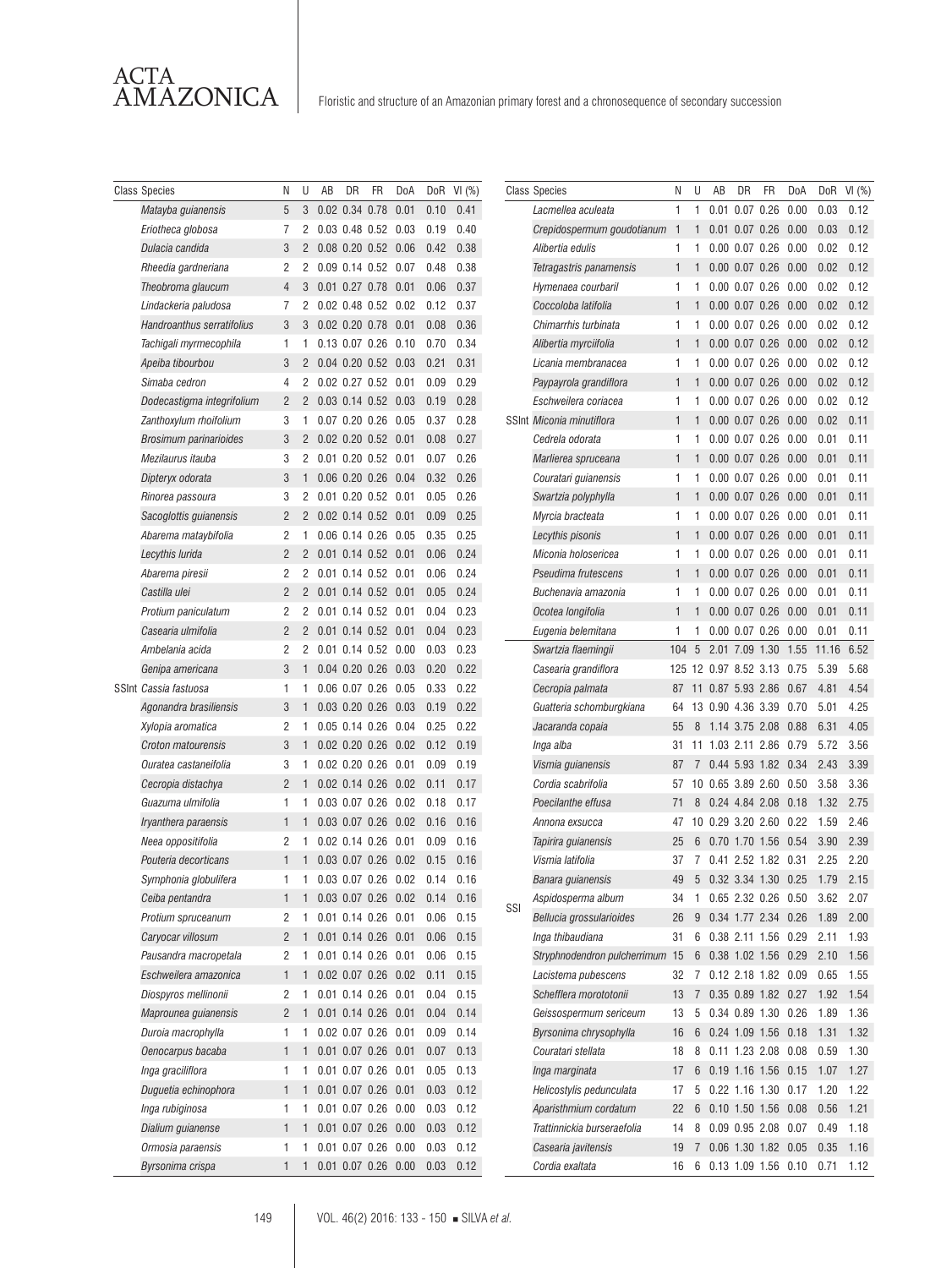| Class | Species | N | U | AB | DR | FR | DoA | DoR | VI (%) |
|---|---|---|---|---|---|---|---|---|---|
| | *Matayba guianensis* | 5 | 3 | 0.02 | 0.34 | 0.78 | 0.01 | 0.10 | 0.41 |
| | *Eriotheca globosa* | 7 | 2 | 0.03 | 0.48 | 0.52 | 0.03 | 0.19 | 0.40 |
| | *Dulacia candida* | 3 | 2 | 0.08 | 0.20 | 0.52 | 0.06 | 0.42 | 0.38 |
| | *Rheedia gardneriana* | 2 | 2 | 0.09 | 0.14 | 0.52 | 0.07 | 0.48 | 0.38 |
| | *Theobroma glaucum* | 4 | 3 | 0.01 | 0.27 | 0.78 | 0.01 | 0.06 | 0.37 |
| | *Lindackeria paludosa* | 7 | 2 | 0.02 | 0.48 | 0.52 | 0.02 | 0.12 | 0.37 |
| | *Handroanthus serratifolius* | 3 | 3 | 0.02 | 0.20 | 0.78 | 0.01 | 0.08 | 0.36 |
| | *Tachigali myrmecophila* | 1 | 1 | 0.13 | 0.07 | 0.26 | 0.10 | 0.70 | 0.34 |
| | *Apeiba tibourbou* | 3 | 2 | 0.04 | 0.20 | 0.52 | 0.03 | 0.21 | 0.31 |
| | *Simaba cedron* | 4 | 2 | 0.02 | 0.27 | 0.52 | 0.01 | 0.09 | 0.29 |
| | *Dodecastigma integrifolium* | 2 | 2 | 0.03 | 0.14 | 0.52 | 0.03 | 0.19 | 0.28 |
| | *Zanthoxylum rhoifolium* | 3 | 1 | 0.07 | 0.20 | 0.26 | 0.05 | 0.37 | 0.28 |
| | *Brosimum parinarioides* | 3 | 2 | 0.02 | 0.20 | 0.52 | 0.01 | 0.08 | 0.27 |
| | *Mezilaurus itauba* | 3 | 2 | 0.01 | 0.20 | 0.52 | 0.01 | 0.07 | 0.26 |
| | *Dipteryx odorata* | 3 | 1 | 0.06 | 0.20 | 0.26 | 0.04 | 0.32 | 0.26 |
| | *Rinorea passoura* | 3 | 2 | 0.01 | 0.20 | 0.52 | 0.01 | 0.05 | 0.26 |
| | *Sacoglottis guianensis* | 2 | 2 | 0.02 | 0.14 | 0.52 | 0.01 | 0.09 | 0.25 |
| | *Abarema mataybifolia* | 2 | 1 | 0.06 | 0.14 | 0.26 | 0.05 | 0.35 | 0.25 |
| | *Lecythis lurida* | 2 | 2 | 0.01 | 0.14 | 0.52 | 0.01 | 0.06 | 0.24 |
| | *Abarema piresii* | 2 | 2 | 0.01 | 0.14 | 0.52 | 0.01 | 0.06 | 0.24 |
| | *Castilla ulei* | 2 | 2 | 0.01 | 0.14 | 0.52 | 0.01 | 0.05 | 0.24 |
| | *Protium paniculatum* | 2 | 2 | 0.01 | 0.14 | 0.52 | 0.01 | 0.04 | 0.23 |
| | *Casearia ulmifolia* | 2 | 2 | 0.01 | 0.14 | 0.52 | 0.01 | 0.04 | 0.23 |
| | *Ambelania acida* | 2 | 2 | 0.01 | 0.14 | 0.52 | 0.00 | 0.03 | 0.23 |
| | *Genipa americana* | 3 | 1 | 0.04 | 0.20 | 0.26 | 0.03 | 0.20 | 0.22 |
| SSInt | *Cassia fastuosa* | 1 | 1 | 0.06 | 0.07 | 0.26 | 0.05 | 0.33 | 0.22 |
| | *Agonandra brasiliensis* | 3 | 1 | 0.03 | 0.20 | 0.26 | 0.03 | 0.19 | 0.22 |
| | *Xylopia aromatica* | 2 | 1 | 0.05 | 0.14 | 0.26 | 0.04 | 0.25 | 0.22 |
| | *Croton matourensis* | 3 | 1 | 0.02 | 0.20 | 0.26 | 0.02 | 0.12 | 0.19 |
| | *Ouratea castaneifolia* | 3 | 1 | 0.02 | 0.20 | 0.26 | 0.01 | 0.09 | 0.19 |
| | *Cecropia distachya* | 2 | 1 | 0.02 | 0.14 | 0.26 | 0.02 | 0.11 | 0.17 |
| | *Guazuma ulmifolia* | 1 | 1 | 0.03 | 0.07 | 0.26 | 0.02 | 0.18 | 0.17 |
| | *Iryanthera paraensis* | 1 | 1 | 0.03 | 0.07 | 0.26 | 0.02 | 0.16 | 0.16 |
| | *Neea oppositifolia* | 2 | 1 | 0.02 | 0.14 | 0.26 | 0.01 | 0.09 | 0.16 |
| | *Pouteria decorticans* | 1 | 1 | 0.03 | 0.07 | 0.26 | 0.02 | 0.15 | 0.16 |
| | *Symphonia globulifera* | 1 | 1 | 0.03 | 0.07 | 0.26 | 0.02 | 0.14 | 0.16 |
| | *Ceiba pentandra* | 1 | 1 | 0.03 | 0.07 | 0.26 | 0.02 | 0.14 | 0.16 |
| | *Protium spruceanum* | 2 | 1 | 0.01 | 0.14 | 0.26 | 0.01 | 0.06 | 0.15 |
| | *Caryocar villosum* | 2 | 1 | 0.01 | 0.14 | 0.26 | 0.01 | 0.06 | 0.15 |
| | *Pausandra macropetala* | 2 | 1 | 0.01 | 0.14 | 0.26 | 0.01 | 0.06 | 0.15 |
| | *Eschweilera amazonica* | 1 | 1 | 0.02 | 0.07 | 0.26 | 0.02 | 0.11 | 0.15 |
| | *Diospyros mellinonii* | 2 | 1 | 0.01 | 0.14 | 0.26 | 0.01 | 0.04 | 0.15 |
| | *Maprounea guianensis* | 2 | 1 | 0.01 | 0.14 | 0.26 | 0.01 | 0.04 | 0.14 |
| | *Duroia macrophylla* | 1 | 1 | 0.02 | 0.07 | 0.26 | 0.01 | 0.09 | 0.14 |
| | *Oenocarpus bacaba* | 1 | 1 | 0.01 | 0.07 | 0.26 | 0.01 | 0.07 | 0.13 |
| | *Inga graciliflora* | 1 | 1 | 0.01 | 0.07 | 0.26 | 0.01 | 0.05 | 0.13 |
| | *Duguetia echinophora* | 1 | 1 | 0.01 | 0.07 | 0.26 | 0.01 | 0.03 | 0.12 |
| | *Inga rubiginosa* | 1 | 1 | 0.01 | 0.07 | 0.26 | 0.00 | 0.03 | 0.12 |
| | *Dialium guianense* | 1 | 1 | 0.01 | 0.07 | 0.26 | 0.00 | 0.03 | 0.12 |
| | *Ormosia paraensis* | 1 | 1 | 0.01 | 0.07 | 0.26 | 0.00 | 0.03 | 0.12 |
| | *Byrsonima crispa* | 1 | 1 | 0.01 | 0.07 | 0.26 | 0.00 | 0.03 | 0.12 |
| | *Lacmellea aculeata* | 1 | 1 | 0.01 | 0.07 | 0.26 | 0.00 | 0.03 | 0.12 |
| | *Crepidospermum goudotianum* | 1 | 1 | 0.01 | 0.07 | 0.26 | 0.00 | 0.03 | 0.12 |
| | *Alibertia edulis* | 1 | 1 | 0.00 | 0.07 | 0.26 | 0.00 | 0.02 | 0.12 |
| | *Tetragastris panamensis* | 1 | 1 | 0.00 | 0.07 | 0.26 | 0.00 | 0.02 | 0.12 |
| | *Hymenaea courbaril* | 1 | 1 | 0.00 | 0.07 | 0.26 | 0.00 | 0.02 | 0.12 |
| | *Coccoloba latifolia* | 1 | 1 | 0.00 | 0.07 | 0.26 | 0.00 | 0.02 | 0.12 |
| | *Chimarrhis turbinata* | 1 | 1 | 0.00 | 0.07 | 0.26 | 0.00 | 0.02 | 0.12 |
| | *Alibertia myrciifolia* | 1 | 1 | 0.00 | 0.07 | 0.26 | 0.00 | 0.02 | 0.12 |
| | *Licania membranacea* | 1 | 1 | 0.00 | 0.07 | 0.26 | 0.00 | 0.02 | 0.12 |
| | *Paypayrola grandiflora* | 1 | 1 | 0.00 | 0.07 | 0.26 | 0.00 | 0.02 | 0.12 |
| | *Eschweilera coriacea* | 1 | 1 | 0.00 | 0.07 | 0.26 | 0.00 | 0.02 | 0.12 |
| SSInt | *Miconia minutiflora* | 1 | 1 | 0.00 | 0.07 | 0.26 | 0.00 | 0.02 | 0.11 |
| | *Cedrela odorata* | 1 | 1 | 0.00 | 0.07 | 0.26 | 0.00 | 0.01 | 0.11 |
| | *Marlierea spruceana* | 1 | 1 | 0.00 | 0.07 | 0.26 | 0.00 | 0.01 | 0.11 |
| | *Couratari guianensis* | 1 | 1 | 0.00 | 0.07 | 0.26 | 0.00 | 0.01 | 0.11 |
| | *Swartzia polyphylla* | 1 | 1 | 0.00 | 0.07 | 0.26 | 0.00 | 0.01 | 0.11 |
| | *Myrcia bracteata* | 1 | 1 | 0.00 | 0.07 | 0.26 | 0.00 | 0.01 | 0.11 |
| | *Lecythis pisonis* | 1 | 1 | 0.00 | 0.07 | 0.26 | 0.00 | 0.01 | 0.11 |
| | *Miconia holosericea* | 1 | 1 | 0.00 | 0.07 | 0.26 | 0.00 | 0.01 | 0.11 |
| | *Pseudima frutescens* | 1 | 1 | 0.00 | 0.07 | 0.26 | 0.00 | 0.01 | 0.11 |
| | *Buchenavia amazonia* | 1 | 1 | 0.00 | 0.07 | 0.26 | 0.00 | 0.01 | 0.11 |
| | *Ocotea longifolia* | 1 | 1 | 0.00 | 0.07 | 0.26 | 0.00 | 0.01 | 0.11 |
| | *Eugenia belemitana* | 1 | 1 | 0.00 | 0.07 | 0.26 | 0.00 | 0.01 | 0.11 |
| SSI | *Swartzia flaemingii* | 104 | 5 | 2.01 | 7.09 | 1.30 | 1.55 | 11.16 | 6.52 |
| | *Casearia grandiflora* | 125 | 12 | 0.97 | 8.52 | 3.13 | 0.75 | 5.39 | 5.68 |
| | *Cecropia palmata* | 87 | 11 | 0.87 | 5.93 | 2.86 | 0.67 | 4.81 | 4.54 |
| | *Guatteria schomburgkiana* | 64 | 13 | 0.90 | 4.36 | 3.39 | 0.70 | 5.01 | 4.25 |
| | *Jacaranda copaia* | 55 | 8 | 1.14 | 3.75 | 2.08 | 0.88 | 6.31 | 4.05 |
| | *Inga alba* | 31 | 11 | 1.03 | 2.11 | 2.86 | 0.79 | 5.72 | 3.56 |
| | *Vismia guianensis* | 87 | 7 | 0.44 | 5.93 | 1.82 | 0.34 | 2.43 | 3.39 |
| | *Cordia scabrifolia* | 57 | 10 | 0.65 | 3.89 | 2.60 | 0.50 | 3.58 | 3.36 |
| | *Poecilanthe effusa* | 71 | 8 | 0.24 | 4.84 | 2.08 | 0.18 | 1.32 | 2.75 |
| | *Annona exsucca* | 47 | 10 | 0.29 | 3.20 | 2.60 | 0.22 | 1.59 | 2.46 |
| | *Tapirira guianensis* | 25 | 6 | 0.70 | 1.70 | 1.56 | 0.54 | 3.90 | 2.39 |
| | *Vismia latifolia* | 37 | 7 | 0.41 | 2.52 | 1.82 | 0.31 | 2.25 | 2.20 |
| | *Banara guianensis* | 49 | 5 | 0.32 | 3.34 | 1.30 | 0.25 | 1.79 | 2.15 |
| | *Aspidosperma album* | 34 | 1 | 0.65 | 2.32 | 0.26 | 0.50 | 3.62 | 2.07 |
| | *Bellucia grossularioides* | 26 | 9 | 0.34 | 1.77 | 2.34 | 0.26 | 1.89 | 2.00 |
| | *Inga thibaudiana* | 31 | 6 | 0.38 | 2.11 | 1.56 | 0.29 | 2.11 | 1.93 |
| | *Stryphnodendron pulcherrimum* | 15 | 6 | 0.38 | 1.02 | 1.56 | 0.29 | 2.10 | 1.56 |
| | *Lacistema pubescens* | 32 | 7 | 0.12 | 2.18 | 1.82 | 0.09 | 0.65 | 1.55 |
| | *Schefflera morototonii* | 13 | 7 | 0.35 | 0.89 | 1.82 | 0.27 | 1.92 | 1.54 |
| | *Geissospermum sericeum* | 13 | 5 | 0.34 | 0.89 | 1.30 | 0.26 | 1.89 | 1.36 |
| | *Byrsonima chrysophylla* | 16 | 6 | 0.24 | 1.09 | 1.56 | 0.18 | 1.31 | 1.32 |
| | *Couratari stellata* | 18 | 8 | 0.11 | 1.23 | 2.08 | 0.08 | 0.59 | 1.30 |
| | *Inga marginata* | 17 | 6 | 0.19 | 1.16 | 1.56 | 0.15 | 1.07 | 1.27 |
| | *Helicostylis pedunculata* | 17 | 5 | 0.22 | 1.16 | 1.30 | 0.17 | 1.20 | 1.22 |
| | *Aparisthmium cordatum* | 22 | 6 | 0.10 | 1.50 | 1.56 | 0.08 | 0.56 | 1.21 |
| | *Trattinnickia burseraefolia* | 14 | 8 | 0.09 | 0.95 | 2.08 | 0.07 | 0.49 | 1.18 |
| | *Casearia javitensis* | 19 | 7 | 0.06 | 1.30 | 1.82 | 0.05 | 0.35 | 1.16 |
| | *Cordia exaltata* | 16 | 6 | 0.13 | 1.09 | 1.56 | 0.10 | 0.71 | 1.12 |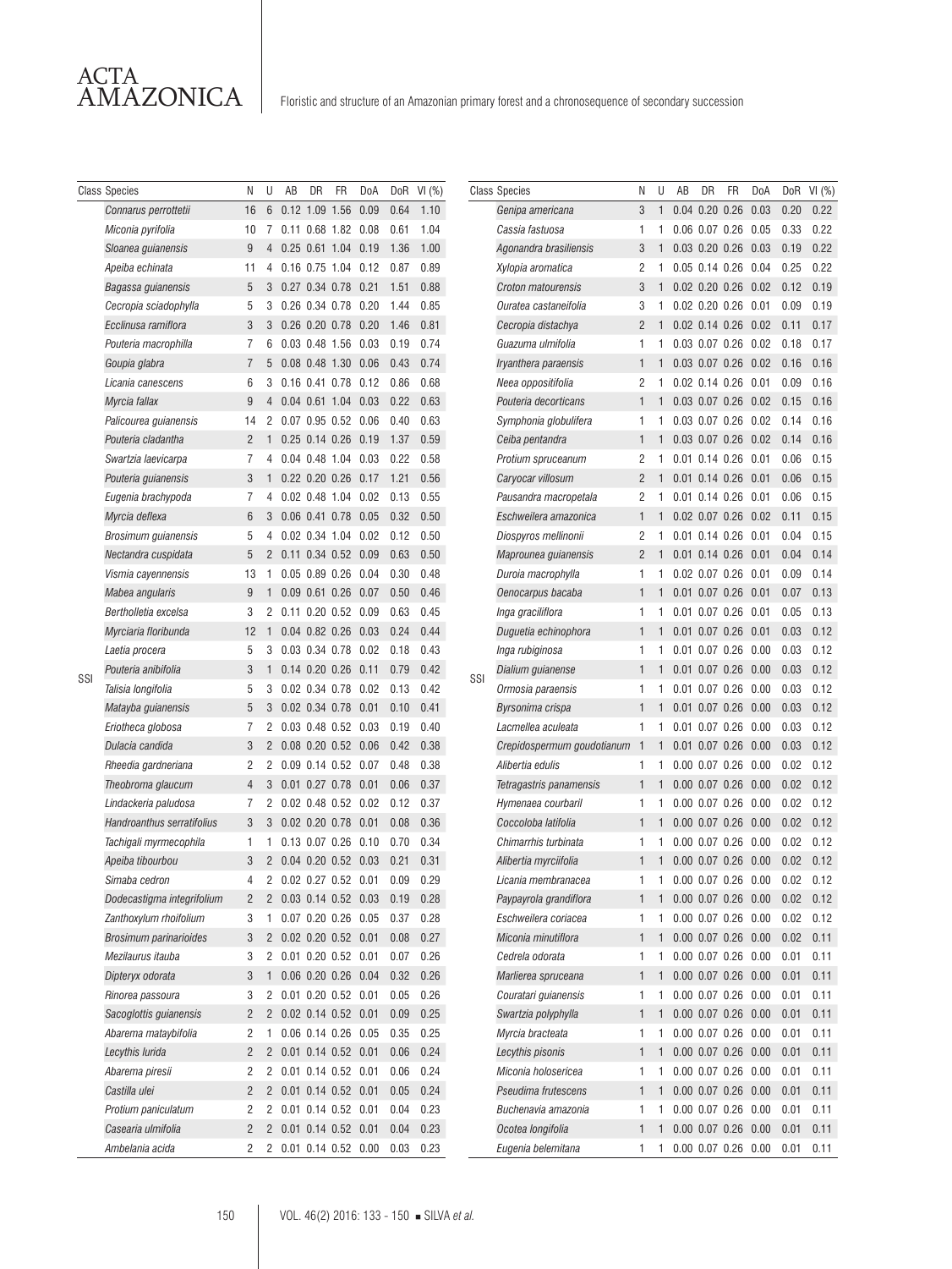| Class | Species | N | U | AB | DR | FR | DoA | DoR | VI (%) |
|---|---|---|---|---|---|---|---|---|---|
| SSI | *Connarus perrottetii* | 16 | 6 | 0.12 | 1.09 | 1.56 | 0.09 | 0.64 | 1.10 |
| | *Miconia pyrifolia* | 10 | 7 | 0.11 | 0.68 | 1.82 | 0.08 | 0.61 | 1.04 |
| | *Sloanea guianensis* | 9 | 4 | 0.25 | 0.61 | 1.04 | 0.19 | 1.36 | 1.00 |
| | *Apeiba echinata* | 11 | 4 | 0.16 | 0.75 | 1.04 | 0.12 | 0.87 | 0.89 |
| | *Bagassa guianensis* | 5 | 3 | 0.27 | 0.34 | 0.78 | 0.21 | 1.51 | 0.88 |
| | *Cecropia sciadophylla* | 5 | 3 | 0.26 | 0.34 | 0.78 | 0.20 | 1.44 | 0.85 |
| | *Ecclinusa ramiflora* | 3 | 3 | 0.26 | 0.20 | 0.78 | 0.20 | 1.46 | 0.81 |
| | *Pouteria macrophilla* | 7 | 6 | 0.03 | 0.48 | 1.56 | 0.03 | 0.19 | 0.74 |
| | *Goupia glabra* | 7 | 5 | 0.08 | 0.48 | 1.30 | 0.06 | 0.43 | 0.74 |
| | *Licania canescens* | 6 | 3 | 0.16 | 0.41 | 0.78 | 0.12 | 0.86 | 0.68 |
| | *Myrcia fallax* | 9 | 4 | 0.04 | 0.61 | 1.04 | 0.03 | 0.22 | 0.63 |
| | *Palicourea guianensis* | 14 | 2 | 0.07 | 0.95 | 0.52 | 0.06 | 0.40 | 0.63 |
| | *Pouteria cladantha* | 2 | 1 | 0.25 | 0.14 | 0.26 | 0.19 | 1.37 | 0.59 |
| | *Swartzia laevicarpa* | 7 | 4 | 0.04 | 0.48 | 1.04 | 0.03 | 0.22 | 0.58 |
| | *Pouteria guianensis* | 3 | 1 | 0.22 | 0.20 | 0.26 | 0.17 | 1.21 | 0.56 |
| | *Eugenia brachypoda* | 7 | 4 | 0.02 | 0.48 | 1.04 | 0.02 | 0.13 | 0.55 |
| | *Myrcia deflexa* | 6 | 3 | 0.06 | 0.41 | 0.78 | 0.05 | 0.32 | 0.50 |
| | *Brosimum guianensis* | 5 | 4 | 0.02 | 0.34 | 1.04 | 0.02 | 0.12 | 0.50 |
| | *Nectandra cuspidata* | 5 | 2 | 0.11 | 0.34 | 0.52 | 0.09 | 0.63 | 0.50 |
| | *Vismia cayennensis* | 13 | 1 | 0.05 | 0.89 | 0.26 | 0.04 | 0.30 | 0.48 |
| | *Mabea angularis* | 9 | 1 | 0.09 | 0.61 | 0.26 | 0.07 | 0.50 | 0.46 |
| | *Bertholletia excelsa* | 3 | 2 | 0.11 | 0.20 | 0.52 | 0.09 | 0.63 | 0.45 |
| | *Myrciaria floribunda* | 12 | 1 | 0.04 | 0.82 | 0.26 | 0.03 | 0.24 | 0.44 |
| | *Laetia procera* | 5 | 3 | 0.03 | 0.34 | 0.78 | 0.02 | 0.18 | 0.43 |
| | *Pouteria anibifolia* | 3 | 1 | 0.14 | 0.20 | 0.26 | 0.11 | 0.79 | 0.42 |
| | *Talisia longifolia* | 5 | 3 | 0.02 | 0.34 | 0.78 | 0.02 | 0.13 | 0.42 |
| | *Matayba guianensis* | 5 | 3 | 0.02 | 0.34 | 0.78 | 0.01 | 0.10 | 0.41 |
| | *Eriotheca globosa* | 7 | 2 | 0.03 | 0.48 | 0.52 | 0.03 | 0.19 | 0.40 |
| | *Dulacia candida* | 3 | 2 | 0.08 | 0.20 | 0.52 | 0.06 | 0.42 | 0.38 |
| | *Rheedia gardneriana* | 2 | 2 | 0.09 | 0.14 | 0.52 | 0.07 | 0.48 | 0.38 |
| | *Theobroma glaucum* | 4 | 3 | 0.01 | 0.27 | 0.78 | 0.01 | 0.06 | 0.37 |
| | *Lindackeria paludosa* | 7 | 2 | 0.02 | 0.48 | 0.52 | 0.02 | 0.12 | 0.37 |
| | *Handroanthus serratifolius* | 3 | 3 | 0.02 | 0.20 | 0.78 | 0.01 | 0.08 | 0.36 |
| | *Tachigali myrmecophila* | 1 | 1 | 0.13 | 0.07 | 0.26 | 0.10 | 0.70 | 0.34 |
| | *Apeiba tibourbou* | 3 | 2 | 0.04 | 0.20 | 0.52 | 0.03 | 0.21 | 0.31 |
| | *Simaba cedron* | 4 | 2 | 0.02 | 0.27 | 0.52 | 0.01 | 0.09 | 0.29 |
| | *Dodecastigma integrifolium* | 2 | 2 | 0.03 | 0.14 | 0.52 | 0.03 | 0.19 | 0.28 |
| | *Zanthoxylum rhoifolium* | 3 | 1 | 0.07 | 0.20 | 0.26 | 0.05 | 0.37 | 0.28 |
| | *Brosimum parinarioides* | 3 | 2 | 0.02 | 0.20 | 0.52 | 0.01 | 0.08 | 0.27 |
| | *Mezilaurus itauba* | 3 | 2 | 0.01 | 0.20 | 0.52 | 0.01 | 0.07 | 0.26 |
| | *Dipteryx odorata* | 3 | 1 | 0.06 | 0.20 | 0.26 | 0.04 | 0.32 | 0.26 |
| | *Rinorea passoura* | 3 | 2 | 0.01 | 0.20 | 0.52 | 0.01 | 0.05 | 0.26 |
| | *Sacoglottis guianensis* | 2 | 2 | 0.02 | 0.14 | 0.52 | 0.01 | 0.09 | 0.25 |
| | *Abarema mataybifolia* | 2 | 1 | 0.06 | 0.14 | 0.26 | 0.05 | 0.35 | 0.25 |
| | *Lecythis lurida* | 2 | 2 | 0.01 | 0.14 | 0.52 | 0.01 | 0.06 | 0.24 |
| | *Abarema piresii* | 2 | 2 | 0.01 | 0.14 | 0.52 | 0.01 | 0.06 | 0.24 |
| | *Castilla ulei* | 2 | 2 | 0.01 | 0.14 | 0.52 | 0.01 | 0.05 | 0.24 |
| | *Protium paniculatum* | 2 | 2 | 0.01 | 0.14 | 0.52 | 0.01 | 0.04 | 0.23 |
| | *Casearia ulmifolia* | 2 | 2 | 0.01 | 0.14 | 0.52 | 0.01 | 0.04 | 0.23 |
| | *Ambelania acida* | 2 | 2 | 0.01 | 0.14 | 0.52 | 0.00 | 0.03 | 0.23 |

| Class | Species | N | U | AB | DR | FR | DoA | DoR | VI (%) |
|---|---|---|---|---|---|---|---|---|---|
| SSI | *Genipa americana* | 3 | 1 | 0.04 | 0.20 | 0.26 | 0.03 | 0.20 | 0.22 |
| | *Cassia fastuosa* | 1 | 1 | 0.06 | 0.07 | 0.26 | 0.05 | 0.33 | 0.22 |
| | *Agonandra brasiliensis* | 3 | 1 | 0.03 | 0.20 | 0.26 | 0.03 | 0.19 | 0.22 |
| | *Xylopia aromatica* | 2 | 1 | 0.05 | 0.14 | 0.26 | 0.04 | 0.25 | 0.22 |
| | *Croton matourensis* | 3 | 1 | 0.02 | 0.20 | 0.26 | 0.02 | 0.12 | 0.19 |
| | *Ouratea castaneifolia* | 3 | 1 | 0.02 | 0.20 | 0.26 | 0.01 | 0.09 | 0.19 |
| | *Cecropia distachya* | 2 | 1 | 0.02 | 0.14 | 0.26 | 0.02 | 0.11 | 0.17 |
| | *Guazuma ulmifolia* | 1 | 1 | 0.03 | 0.07 | 0.26 | 0.02 | 0.18 | 0.17 |
| | *Iryanthera paraensis* | 1 | 1 | 0.03 | 0.07 | 0.26 | 0.02 | 0.16 | 0.16 |
| | *Neea oppositifolia* | 2 | 1 | 0.02 | 0.14 | 0.26 | 0.01 | 0.09 | 0.16 |
| | *Pouteria decorticans* | 1 | 1 | 0.03 | 0.07 | 0.26 | 0.02 | 0.15 | 0.16 |
| | *Symphonia globulifera* | 1 | 1 | 0.03 | 0.07 | 0.26 | 0.02 | 0.14 | 0.16 |
| | *Ceiba pentandra* | 1 | 1 | 0.03 | 0.07 | 0.26 | 0.02 | 0.14 | 0.16 |
| | *Protium spruceanum* | 2 | 1 | 0.01 | 0.14 | 0.26 | 0.01 | 0.06 | 0.15 |
| | *Caryocar villosum* | 2 | 1 | 0.01 | 0.14 | 0.26 | 0.01 | 0.06 | 0.15 |
| | *Pausandra macropetala* | 2 | 1 | 0.01 | 0.14 | 0.26 | 0.01 | 0.06 | 0.15 |
| | *Eschweilera amazonica* | 1 | 1 | 0.02 | 0.07 | 0.26 | 0.02 | 0.11 | 0.15 |
| | *Diospyros mellinonii* | 2 | 1 | 0.01 | 0.14 | 0.26 | 0.01 | 0.04 | 0.15 |
| | *Maprounea guianensis* | 2 | 1 | 0.01 | 0.14 | 0.26 | 0.01 | 0.04 | 0.14 |
| | *Duroia macrophylla* | 1 | 1 | 0.02 | 0.07 | 0.26 | 0.01 | 0.09 | 0.14 |
| | *Oenocarpus bacaba* | 1 | 1 | 0.01 | 0.07 | 0.26 | 0.01 | 0.07 | 0.13 |
| | *Inga graciliflora* | 1 | 1 | 0.01 | 0.07 | 0.26 | 0.01 | 0.05 | 0.13 |
| | *Duguetia echinophora* | 1 | 1 | 0.01 | 0.07 | 0.26 | 0.01 | 0.03 | 0.12 |
| | *Inga rubiginosa* | 1 | 1 | 0.01 | 0.07 | 0.26 | 0.00 | 0.03 | 0.12 |
| | *Dialium guianense* | 1 | 1 | 0.01 | 0.07 | 0.26 | 0.00 | 0.03 | 0.12 |
| | *Ormosia paraensis* | 1 | 1 | 0.01 | 0.07 | 0.26 | 0.00 | 0.03 | 0.12 |
| | *Byrsonima crispa* | 1 | 1 | 0.01 | 0.07 | 0.26 | 0.00 | 0.03 | 0.12 |
| | *Lacmellea aculeata* | 1 | 1 | 0.01 | 0.07 | 0.26 | 0.00 | 0.03 | 0.12 |
| | *Crepidospermum goudotianum* | 1 | 1 | 0.01 | 0.07 | 0.26 | 0.00 | 0.03 | 0.12 |
| | *Alibertia edulis* | 1 | 1 | 0.00 | 0.07 | 0.26 | 0.00 | 0.02 | 0.12 |
| | *Tetragastris panamensis* | 1 | 1 | 0.00 | 0.07 | 0.26 | 0.00 | 0.02 | 0.12 |
| | *Hymenaea courbaril* | 1 | 1 | 0.00 | 0.07 | 0.26 | 0.00 | 0.02 | 0.12 |
| | *Coccoloba latifolia* | 1 | 1 | 0.00 | 0.07 | 0.26 | 0.00 | 0.02 | 0.12 |
| | *Chimarrhis turbinata* | 1 | 1 | 0.00 | 0.07 | 0.26 | 0.00 | 0.02 | 0.12 |
| | *Alibertia myrciifolia* | 1 | 1 | 0.00 | 0.07 | 0.26 | 0.00 | 0.02 | 0.12 |
| | *Licania membranacea* | 1 | 1 | 0.00 | 0.07 | 0.26 | 0.00 | 0.02 | 0.12 |
| | *Paypayrola grandiflora* | 1 | 1 | 0.00 | 0.07 | 0.26 | 0.00 | 0.02 | 0.12 |
| | *Eschweilera coriacea* | 1 | 1 | 0.00 | 0.07 | 0.26 | 0.00 | 0.02 | 0.12 |
| | *Miconia minutiflora* | 1 | 1 | 0.00 | 0.07 | 0.26 | 0.00 | 0.02 | 0.11 |
| | *Cedrela odorata* | 1 | 1 | 0.00 | 0.07 | 0.26 | 0.00 | 0.01 | 0.11 |
| | *Marlierea spruceana* | 1 | 1 | 0.00 | 0.07 | 0.26 | 0.00 | 0.01 | 0.11 |
| | *Couratari guianensis* | 1 | 1 | 0.00 | 0.07 | 0.26 | 0.00 | 0.01 | 0.11 |
| | *Swartzia polyphylla* | 1 | 1 | 0.00 | 0.07 | 0.26 | 0.00 | 0.01 | 0.11 |
| | *Myrcia bracteata* | 1 | 1 | 0.00 | 0.07 | 0.26 | 0.00 | 0.01 | 0.11 |
| | *Lecythis pisonis* | 1 | 1 | 0.00 | 0.07 | 0.26 | 0.00 | 0.01 | 0.11 |
| | *Miconia holosericea* | 1 | 1 | 0.00 | 0.07 | 0.26 | 0.00 | 0.01 | 0.11 |
| | *Pseudima frutescens* | 1 | 1 | 0.00 | 0.07 | 0.26 | 0.00 | 0.01 | 0.11 |
| | *Buchenavia amazonia* | 1 | 1 | 0.00 | 0.07 | 0.26 | 0.00 | 0.01 | 0.11 |
| | *Ocotea longifolia* | 1 | 1 | 0.00 | 0.07 | 0.26 | 0.00 | 0.01 | 0.11 |
| | *Eugenia belemitana* | 1 | 1 | 0.00 | 0.07 | 0.26 | 0.00 | 0.01 | 0.11 |